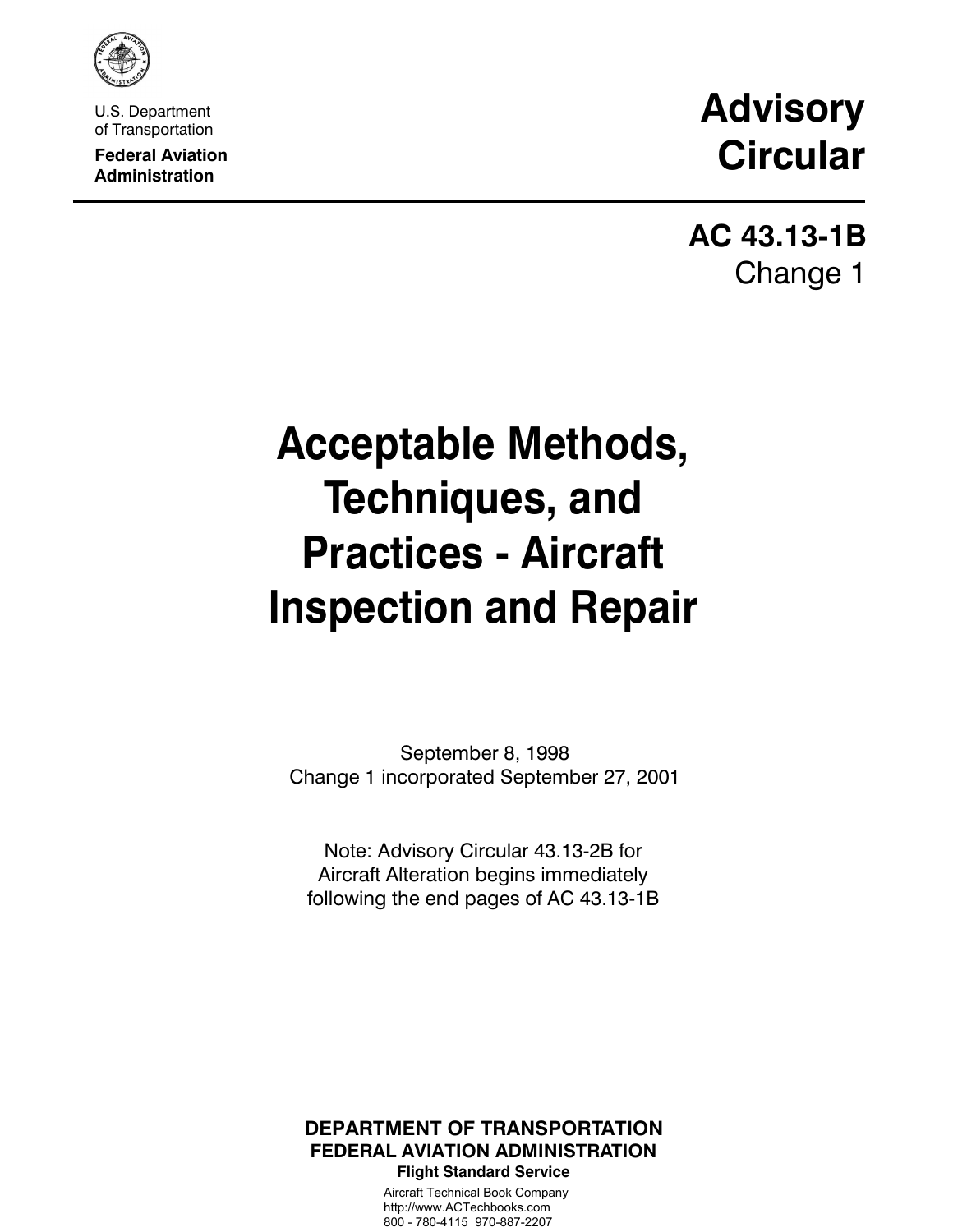U.S. Department of Transportation

**Federal Aviation Administration**

# Advisory Circular

## AC 43.13-1B
Change 1

# Acceptable Methods, Techniques, and Practices - Aircraft Inspection and Repair

September 8, 1998
Change 1 incorporated September 27, 2001

Note: Advisory Circular 43.13-2B for Aircraft Alteration begins immediately following the end pages of AC 43.13-1B

**DEPARTMENT OF TRANSPORTATION**
**FEDERAL AVIATION ADMINISTRATION**
**Flight Standard Service**

Aircraft Technical Book Company
http://www.ACTechbooks.com
800 - 780-4115 970-887-2207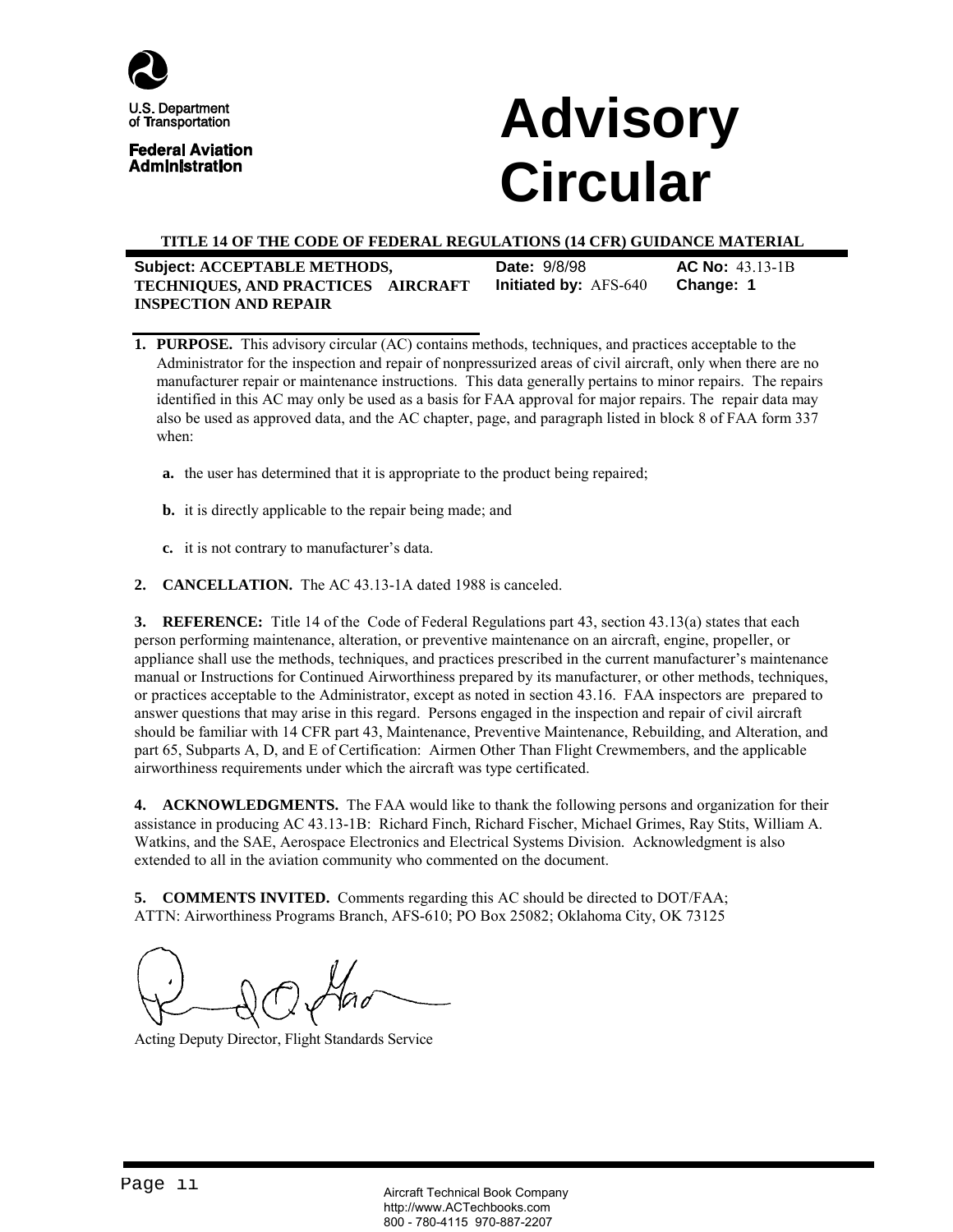U.S. Department of Transportation

Federal Aviation Administration

# Advisory Circular

**TITLE 14 OF THE CODE OF FEDERAL REGULATIONS (14 CFR) GUIDANCE MATERIAL**

| | | |
|---|---|---|
| **Subject: ACCEPTABLE METHODS, TECHNIQUES, AND PRACTICES AIRCRAFT INSPECTION AND REPAIR** | **Date:** 9/8/98<br>**Initiated by:** AFS-640 | **AC No:** 43.13-1B<br>**Change: 1** |

**1. PURPOSE.** This advisory circular (AC) contains methods, techniques, and practices acceptable to the Administrator for the inspection and repair of nonpressurized areas of civil aircraft, only when there are no manufacturer repair or maintenance instructions. This data generally pertains to minor repairs. The repairs identified in this AC may only be used as a basis for FAA approval for major repairs. The repair data may also be used as approved data, and the AC chapter, page, and paragraph listed in block 8 of FAA form 337 when:

**a.** the user has determined that it is appropriate to the product being repaired;

**b.** it is directly applicable to the repair being made; and

**c.** it is not contrary to manufacturer's data.

**2. CANCELLATION.** The AC 43.13-1A dated 1988 is canceled.

**3. REFERENCE:** Title 14 of the Code of Federal Regulations part 43, section 43.13(a) states that each person performing maintenance, alteration, or preventive maintenance on an aircraft, engine, propeller, or appliance shall use the methods, techniques, and practices prescribed in the current manufacturer's maintenance manual or Instructions for Continued Airworthiness prepared by its manufacturer, or other methods, techniques, or practices acceptable to the Administrator, except as noted in section 43.16. FAA inspectors are prepared to answer questions that may arise in this regard. Persons engaged in the inspection and repair of civil aircraft should be familiar with 14 CFR part 43, Maintenance, Preventive Maintenance, Rebuilding, and Alteration, and part 65, Subparts A, D, and E of Certification: Airmen Other Than Flight Crewmembers, and the applicable airworthiness requirements under which the aircraft was type certificated.

**4. ACKNOWLEDGMENTS.** The FAA would like to thank the following persons and organization for their assistance in producing AC 43.13-1B: Richard Finch, Richard Fischer, Michael Grimes, Ray Stits, William A. Watkins, and the SAE, Aerospace Electronics and Electrical Systems Division. Acknowledgment is also extended to all in the aviation community who commented on the document.

**5. COMMENTS INVITED.** Comments regarding this AC should be directed to DOT/FAA; ATTN: Airworthiness Programs Branch, AFS-610; PO Box 25082; Oklahoma City, OK 73125

Acting Deputy Director, Flight Standards Service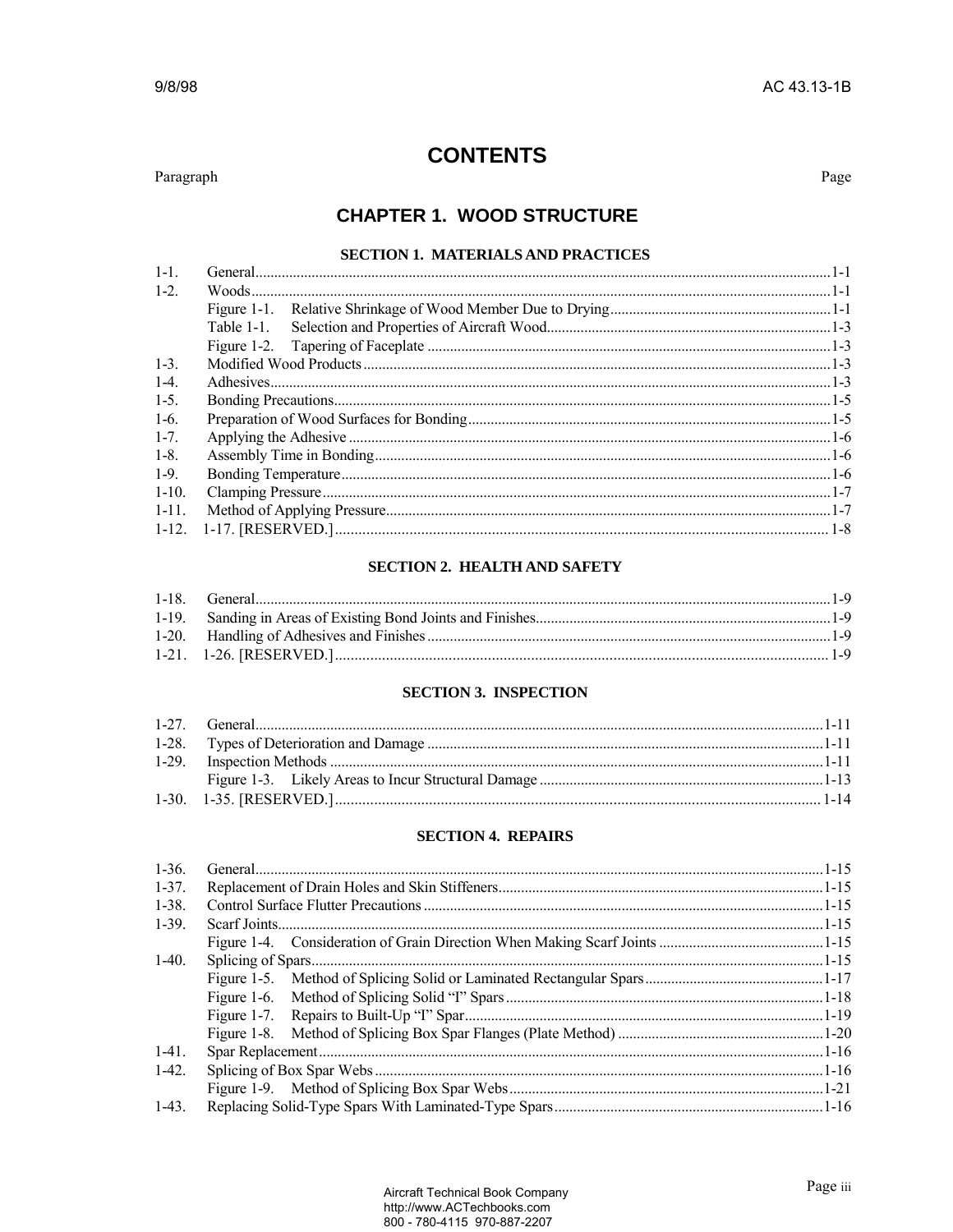# CONTENTS

Paragraph | Page

## CHAPTER 1. WOOD STRUCTURE

### SECTION 1. MATERIALS AND PRACTICES

| Paragraph | | Page |
|---|---|---|
| 1-1. | General | 1-1 |
| 1-2. | Woods | 1-1 |
| | Figure 1-1. Relative Shrinkage of Wood Member Due to Drying | 1-1 |
| | Table 1-1. Selection and Properties of Aircraft Wood | 1-3 |
| | Figure 1-2. Tapering of Faceplate | 1-3 |
| 1-3. | Modified Wood Products | 1-3 |
| 1-4. | Adhesives | 1-3 |
| 1-5. | Bonding Precautions | 1-5 |
| 1-6. | Preparation of Wood Surfaces for Bonding | 1-5 |
| 1-7. | Applying the Adhesive | 1-6 |
| 1-8. | Assembly Time in Bonding | 1-6 |
| 1-9. | Bonding Temperature | 1-6 |
| 1-10. | Clamping Pressure | 1-7 |
| 1-11. | Method of Applying Pressure | 1-7 |
| 1-12. | 1-17. [RESERVED.] | 1-8 |

### SECTION 2. HEALTH AND SAFETY

| Paragraph | | Page |
|---|---|---|
| 1-18. | General | 1-9 |
| 1-19. | Sanding in Areas of Existing Bond Joints and Finishes | 1-9 |
| 1-20. | Handling of Adhesives and Finishes | 1-9 |
| 1-21. | 1-26. [RESERVED.] | 1-9 |

### SECTION 3. INSPECTION

| Paragraph | | Page |
|---|---|---|
| 1-27. | General | 1-11 |
| 1-28. | Types of Deterioration and Damage | 1-11 |
| 1-29. | Inspection Methods | 1-11 |
| | Figure 1-3. Likely Areas to Incur Structural Damage | 1-13 |
| 1-30. | 1-35. [RESERVED.] | 1-14 |

### SECTION 4. REPAIRS

| Paragraph | | Page |
|---|---|---|
| 1-36. | General | 1-15 |
| 1-37. | Replacement of Drain Holes and Skin Stiffeners | 1-15 |
| 1-38. | Control Surface Flutter Precautions | 1-15 |
| 1-39. | Scarf Joints | 1-15 |
| | Figure 1-4. Consideration of Grain Direction When Making Scarf Joints | 1-15 |
| 1-40. | Splicing of Spars | 1-15 |
| | Figure 1-5. Method of Splicing Solid or Laminated Rectangular Spars | 1-17 |
| | Figure 1-6. Method of Splicing Solid "I" Spars | 1-18 |
| | Figure 1-7. Repairs to Built-Up "I" Spar | 1-19 |
| | Figure 1-8. Method of Splicing Box Spar Flanges (Plate Method) | 1-20 |
| 1-41. | Spar Replacement | 1-16 |
| 1-42. | Splicing of Box Spar Webs | 1-16 |
| | Figure 1-9. Method of Splicing Box Spar Webs | 1-21 |
| 1-43. | Replacing Solid-Type Spars With Laminated-Type Spars | 1-16 |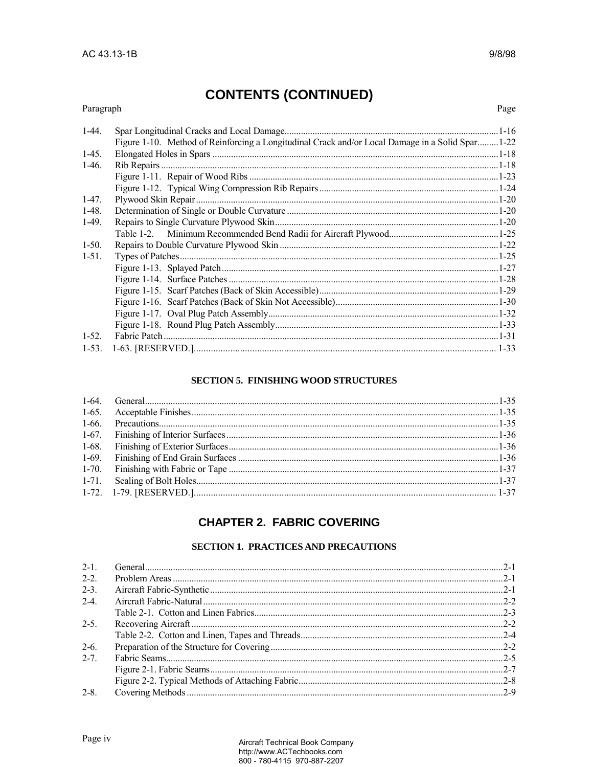# CONTENTS (CONTINUED)

| Paragraph | | Page |
|---|---|---|
| 1-44. | Spar Longitudinal Cracks and Local Damage | 1-16 |
| | Figure 1-10. Method of Reinforcing a Longitudinal Crack and/or Local Damage in a Solid Spar | 1-22 |
| 1-45. | Elongated Holes in Spars | 1-18 |
| 1-46. | Rib Repairs | 1-18 |
| | Figure 1-11. Repair of Wood Ribs | 1-23 |
| | Figure 1-12. Typical Wing Compression Rib Repairs | 1-24 |
| 1-47. | Plywood Skin Repair | 1-20 |
| 1-48. | Determination of Single or Double Curvature | 1-20 |
| 1-49. | Repairs to Single Curvature Plywood Skin | 1-20 |
| | Table 1-2. Minimum Recommended Bend Radii for Aircraft Plywood | 1-25 |
| 1-50. | Repairs to Double Curvature Plywood Skin | 1-22 |
| 1-51. | Types of Patches | 1-25 |
| | Figure 1-13. Splayed Patch | 1-27 |
| | Figure 1-14. Surface Patches | 1-28 |
| | Figure 1-15. Scarf Patches (Back of Skin Accessible) | 1-29 |
| | Figure 1-16. Scarf Patches (Back of Skin Not Accessible) | 1-30 |
| | Figure 1-17. Oval Plug Patch Assembly | 1-32 |
| | Figure 1-18. Round Plug Patch Assembly | 1-33 |
| 1-52. | Fabric Patch | 1-31 |
| 1-53. | 1-63. [RESERVED.] | 1-33 |

### SECTION 5. FINISHING WOOD STRUCTURES

| Paragraph | | Page |
|---|---|---|
| 1-64. | General | 1-35 |
| 1-65. | Acceptable Finishes | 1-35 |
| 1-66. | Precautions | 1-35 |
| 1-67. | Finishing of Interior Surfaces | 1-36 |
| 1-68. | Finishing of Exterior Surfaces | 1-36 |
| 1-69. | Finishing of End Grain Surfaces | 1-36 |
| 1-70. | Finishing with Fabric or Tape | 1-37 |
| 1-71. | Sealing of Bolt Holes | 1-37 |
| 1-72. | 1-79. [RESERVED.] | 1-37 |

## CHAPTER 2. FABRIC COVERING

### SECTION 1. PRACTICES AND PRECAUTIONS

| Paragraph | | Page |
|---|---|---|
| 2-1. | General | 2-1 |
| 2-2. | Problem Areas | 2-1 |
| 2-3. | Aircraft Fabric-Synthetic | 2-1 |
| 2-4. | Aircraft Fabric-Natural | 2-2 |
| | Table 2-1. Cotton and Linen Fabrics | 2-3 |
| 2-5. | Recovering Aircraft | 2-2 |
| | Table 2-2. Cotton and Linen, Tapes and Threads | 2-4 |
| 2-6. | Preparation of the Structure for Covering | 2-2 |
| 2-7. | Fabric Seams | 2-5 |
| | Figure 2-1. Fabric Seams | 2-7 |
| | Figure 2-2. Typical Methods of Attaching Fabric | 2-8 |
| 2-8. | Covering Methods | 2-9 |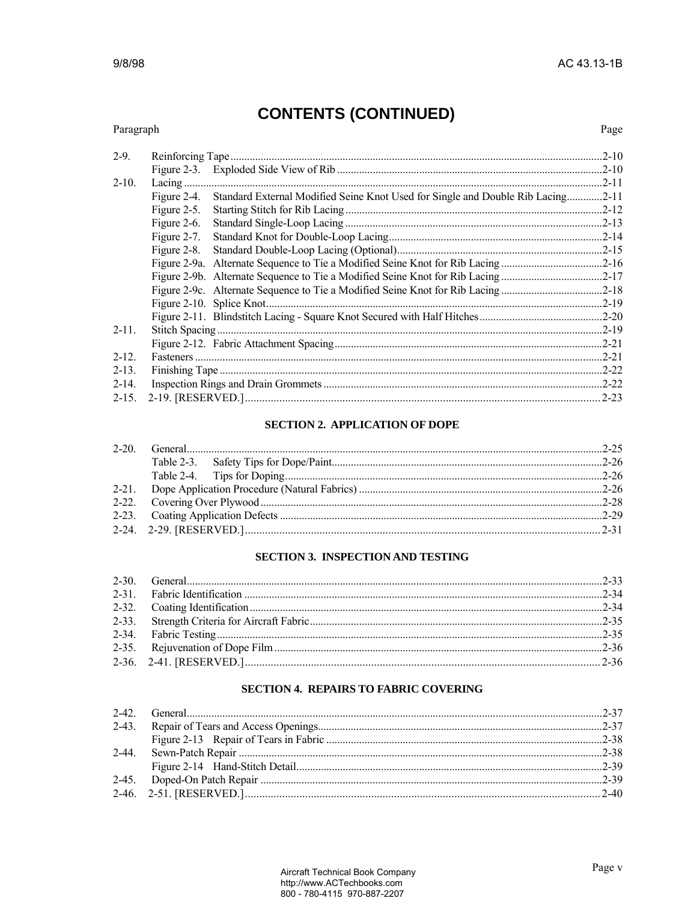# CONTENTS (CONTINUED)

| Paragraph | | Page |
|---|---|---|
| 2-9. | Reinforcing Tape | 2-10 |
| | Figure 2-3. Exploded Side View of Rib | 2-10 |
| 2-10. | Lacing | 2-11 |
| | Figure 2-4. Standard External Modified Seine Knot Used for Single and Double Rib Lacing | 2-11 |
| | Figure 2-5. Starting Stitch for Rib Lacing | 2-12 |
| | Figure 2-6. Standard Single-Loop Lacing | 2-13 |
| | Figure 2-7. Standard Knot for Double-Loop Lacing | 2-14 |
| | Figure 2-8. Standard Double-Loop Lacing (Optional) | 2-15 |
| | Figure 2-9a. Alternate Sequence to Tie a Modified Seine Knot for Rib Lacing | 2-16 |
| | Figure 2-9b. Alternate Sequence to Tie a Modified Seine Knot for Rib Lacing | 2-17 |
| | Figure 2-9c. Alternate Sequence to Tie a Modified Seine Knot for Rib Lacing | 2-18 |
| | Figure 2-10. Splice Knot | 2-19 |
| | Figure 2-11. Blindstitch Lacing - Square Knot Secured with Half Hitches | 2-20 |
| 2-11. | Stitch Spacing | 2-19 |
| | Figure 2-12. Fabric Attachment Spacing | 2-21 |
| 2-12. | Fasteners | 2-21 |
| 2-13. | Finishing Tape | 2-22 |
| 2-14. | Inspection Rings and Drain Grommets | 2-22 |
| 2-15. | 2-19. [RESERVED.] | 2-23 |

## SECTION 2. APPLICATION OF DOPE

| | | |
|---|---|---|
| 2-20. | General | 2-25 |
| | Table 2-3. Safety Tips for Dope/Paint | 2-26 |
| | Table 2-4. Tips for Doping | 2-26 |
| 2-21. | Dope Application Procedure (Natural Fabrics) | 2-26 |
| 2-22. | Covering Over Plywood | 2-28 |
| 2-23. | Coating Application Defects | 2-29 |
| 2-24. | 2-29. [RESERVED.] | 2-31 |

## SECTION 3. INSPECTION AND TESTING

| | | |
|---|---|---|
| 2-30. | General | 2-33 |
| 2-31. | Fabric Identification | 2-34 |
| 2-32. | Coating Identification | 2-34 |
| 2-33. | Strength Criteria for Aircraft Fabric | 2-35 |
| 2-34. | Fabric Testing | 2-35 |
| 2-35. | Rejuvenation of Dope Film | 2-36 |
| 2-36. | 2-41. [RESERVED.] | 2-36 |

## SECTION 4. REPAIRS TO FABRIC COVERING

| | | |
|---|---|---|
| 2-42. | General | 2-37 |
| 2-43. | Repair of Tears and Access Openings | 2-37 |
| | Figure 2-13 Repair of Tears in Fabric | 2-38 |
| 2-44. | Sewn-Patch Repair | 2-38 |
| | Figure 2-14 Hand-Stitch Detail | 2-39 |
| 2-45. | Doped-On Patch Repair | 2-39 |
| 2-46. | 2-51. [RESERVED.] | 2-40 |

Aircraft Technical Book Company
http://www.ACTechbooks.com
800 - 780-4115 970-887-2207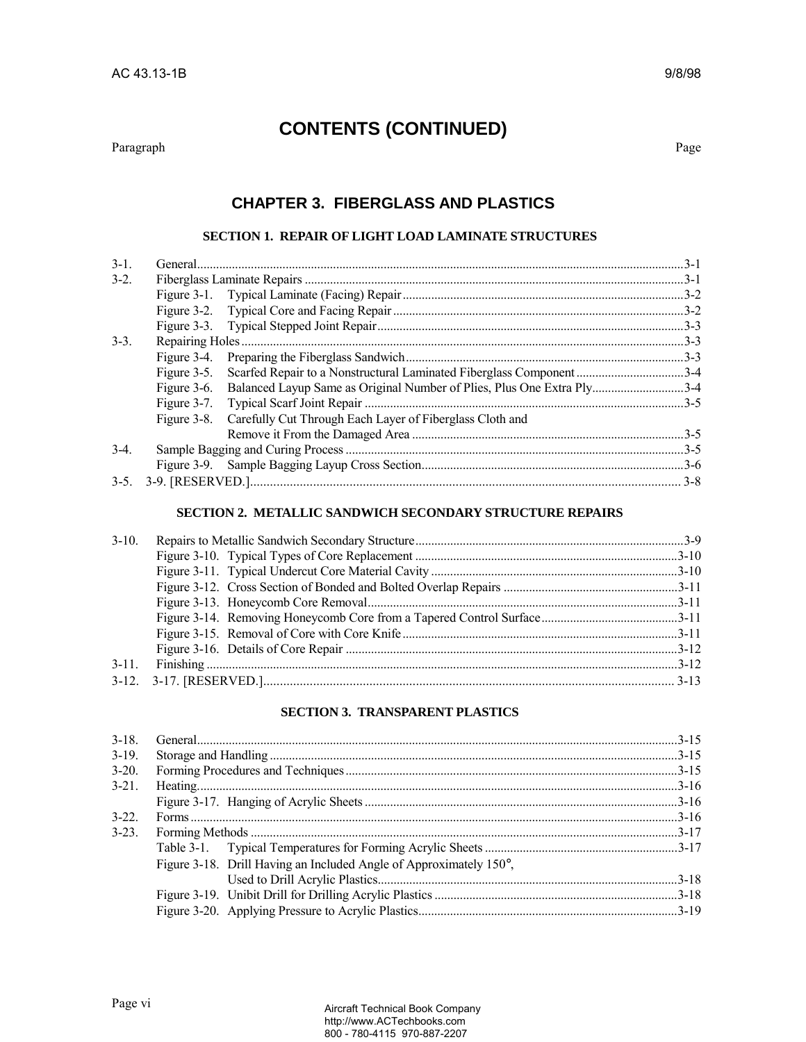# CONTENTS (CONTINUED)

| Paragraph | | Page |
|---|---|---|

## CHAPTER 3. FIBERGLASS AND PLASTICS

### SECTION 1. REPAIR OF LIGHT LOAD LAMINATE STRUCTURES

| | | |
|---|---|---|
| 3-1. | General | 3-1 |
| 3-2. | Fiberglass Laminate Repairs | 3-1 |
| | Figure 3-1. Typical Laminate (Facing) Repair | 3-2 |
| | Figure 3-2. Typical Core and Facing Repair | 3-2 |
| | Figure 3-3. Typical Stepped Joint Repair | 3-3 |
| 3-3. | Repairing Holes | 3-3 |
| | Figure 3-4. Preparing the Fiberglass Sandwich | 3-3 |
| | Figure 3-5. Scarfed Repair to a Nonstructural Laminated Fiberglass Component | 3-4 |
| | Figure 3-6. Balanced Layup Same as Original Number of Plies, Plus One Extra Ply | 3-4 |
| | Figure 3-7. Typical Scarf Joint Repair | 3-5 |
| | Figure 3-8. Carefully Cut Through Each Layer of Fiberglass Cloth and Remove it From the Damaged Area | 3-5 |
| 3-4. | Sample Bagging and Curing Process | 3-5 |
| | Figure 3-9. Sample Bagging Layup Cross Section | 3-6 |
| 3-5. | 3-9. [RESERVED.] | 3-8 |

### SECTION 2. METALLIC SANDWICH SECONDARY STRUCTURE REPAIRS

| | | |
|---|---|---|
| 3-10. | Repairs to Metallic Sandwich Secondary Structure | 3-9 |
| | Figure 3-10. Typical Types of Core Replacement | 3-10 |
| | Figure 3-11. Typical Undercut Core Material Cavity | 3-10 |
| | Figure 3-12. Cross Section of Bonded and Bolted Overlap Repairs | 3-11 |
| | Figure 3-13. Honeycomb Core Removal | 3-11 |
| | Figure 3-14. Removing Honeycomb Core from a Tapered Control Surface | 3-11 |
| | Figure 3-15. Removal of Core with Core Knife | 3-11 |
| | Figure 3-16. Details of Core Repair | 3-12 |
| 3-11. | Finishing | 3-12 |
| 3-12. | 3-17. [RESERVED.] | 3-13 |

### SECTION 3. TRANSPARENT PLASTICS

| | | |
|---|---|---|
| 3-18. | General | 3-15 |
| 3-19. | Storage and Handling | 3-15 |
| 3-20. | Forming Procedures and Techniques | 3-15 |
| 3-21. | Heating | 3-16 |
| | Figure 3-17. Hanging of Acrylic Sheets | 3-16 |
| 3-22. | Forms | 3-16 |
| 3-23. | Forming Methods | 3-17 |
| | Table 3-1. Typical Temperatures for Forming Acrylic Sheets | 3-17 |
| | Figure 3-18. Drill Having an Included Angle of Approximately 150°, Used to Drill Acrylic Plastics | 3-18 |
| | Figure 3-19. Unibit Drill for Drilling Acrylic Plastics | 3-18 |
| | Figure 3-20. Applying Pressure to Acrylic Plastics | 3-19 |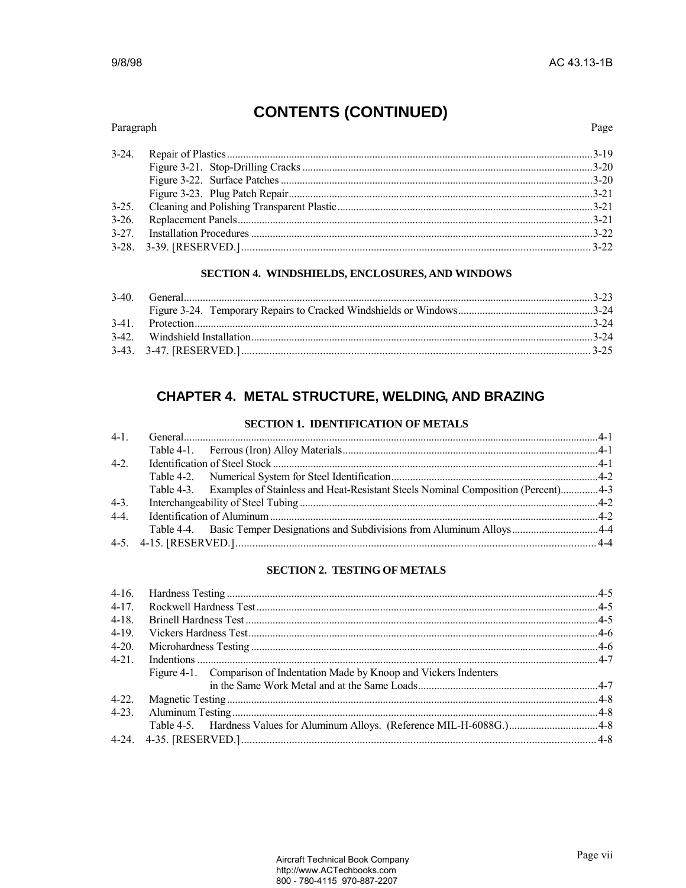# CONTENTS (CONTINUED)

| Paragraph | | Page |
|---|---|---|
| 3-24. | Repair of Plastics | 3-19 |
| | Figure 3-21. Stop-Drilling Cracks | 3-20 |
| | Figure 3-22. Surface Patches | 3-20 |
| | Figure 3-23. Plug Patch Repair | 3-21 |
| 3-25. | Cleaning and Polishing Transparent Plastic | 3-21 |
| 3-26. | Replacement Panels | 3-21 |
| 3-27. | Installation Procedures | 3-22 |
| 3-28. | 3-39. [RESERVED.] | 3-22 |

### SECTION 4. WINDSHIELDS, ENCLOSURES, AND WINDOWS

| Paragraph | | Page |
|---|---|---|
| 3-40. | General | 3-23 |
| | Figure 3-24. Temporary Repairs to Cracked Windshields or Windows | 3-24 |
| 3-41. | Protection | 3-24 |
| 3-42. | Windshield Installation | 3-24 |
| 3-43. | 3-47. [RESERVED.] | 3-25 |

## CHAPTER 4. METAL STRUCTURE, WELDING, AND BRAZING

### SECTION 1. IDENTIFICATION OF METALS

| Paragraph | | Page |
|---|---|---|
| 4-1. | General | 4-1 |
| | Table 4-1. Ferrous (Iron) Alloy Materials | 4-1 |
| 4-2. | Identification of Steel Stock | 4-1 |
| | Table 4-2. Numerical System for Steel Identification | 4-2 |
| | Table 4-3. Examples of Stainless and Heat-Resistant Steels Nominal Composition (Percent) | 4-3 |
| 4-3. | Interchangeability of Steel Tubing | 4-2 |
| 4-4. | Identification of Aluminum | 4-2 |
| | Table 4-4. Basic Temper Designations and Subdivisions from Aluminum Alloys | 4-4 |
| 4-5. | 4-15. [RESERVED.] | 4-4 |

### SECTION 2. TESTING OF METALS

| Paragraph | | Page |
|---|---|---|
| 4-16. | Hardness Testing | 4-5 |
| 4-17. | Rockwell Hardness Test | 4-5 |
| 4-18. | Brinell Hardness Test | 4-5 |
| 4-19. | Vickers Hardness Test | 4-6 |
| 4-20. | Microhardness Testing | 4-6 |
| 4-21. | Indentions | 4-7 |
| | Figure 4-1. Comparison of Indentation Made by Knoop and Vickers Indenters in the Same Work Metal and at the Same Loads | 4-7 |
| 4-22. | Magnetic Testing | 4-8 |
| 4-23. | Aluminum Testing | 4-8 |
| | Table 4-5. Hardness Values for Aluminum Alloys. (Reference MIL-H-6088G.) | 4-8 |
| 4-24. | 4-35. [RESERVED.] | 4-8 |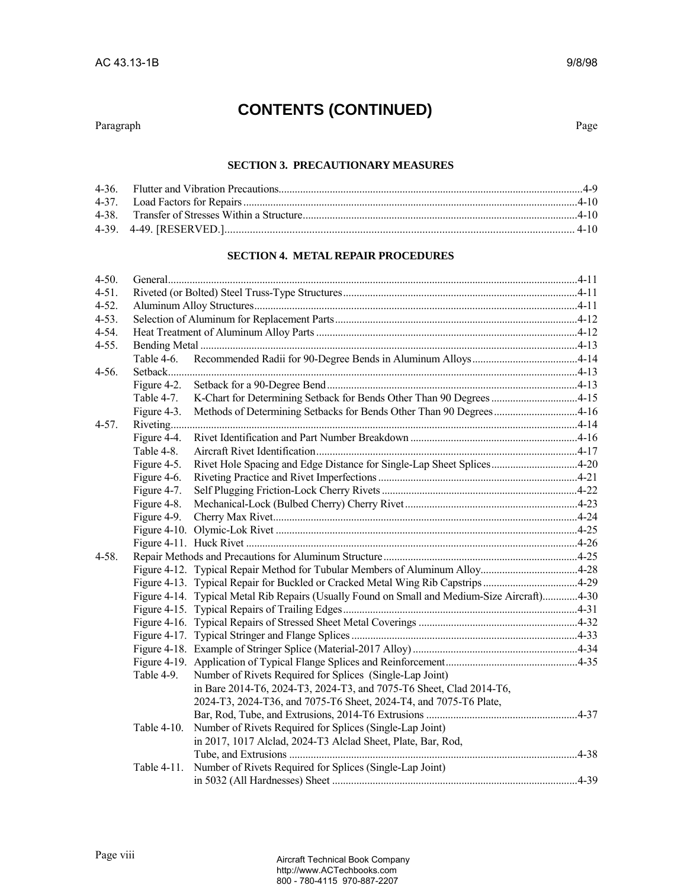# CONTENTS (CONTINUED)

Paragraph | Page

### SECTION 3. PRECAUTIONARY MEASURES

4-36. Flutter and Vibration Precautions.....4-9
4-37. Load Factors for Repairs.....4-10
4-38. Transfer of Stresses Within a Structure.....4-10
4-39. 4-49. [RESERVED.].....4-10

### SECTION 4. METAL REPAIR PROCEDURES

4-50. General.....4-11
4-51. Riveted (or Bolted) Steel Truss-Type Structures.....4-11
4-52. Aluminum Alloy Structures.....4-11
4-53. Selection of Aluminum for Replacement Parts.....4-12
4-54. Heat Treatment of Aluminum Alloy Parts.....4-12
4-55. Bending Metal.....4-13
- Table 4-6. Recommended Radii for 90-Degree Bends in Aluminum Alloys.....4-14

4-56. Setback.....4-13
- Figure 4-2. Setback for a 90-Degree Bend.....4-13
- Table 4-7. K-Chart for Determining Setback for Bends Other Than 90 Degrees.....4-15
- Figure 4-3. Methods of Determining Setbacks for Bends Other Than 90 Degrees.....4-16

4-57. Riveting.....4-14
- Figure 4-4. Rivet Identification and Part Number Breakdown.....4-16
- Table 4-8. Aircraft Rivet Identification.....4-17
- Figure 4-5. Rivet Hole Spacing and Edge Distance for Single-Lap Sheet Splices.....4-20
- Figure 4-6. Riveting Practice and Rivet Imperfections.....4-21
- Figure 4-7. Self Plugging Friction-Lock Cherry Rivets.....4-22
- Figure 4-8. Mechanical-Lock (Bulbed Cherry) Cherry Rivet.....4-23
- Figure 4-9. Cherry Max Rivet.....4-24
- Figure 4-10. Olymic-Lok Rivet.....4-25
- Figure 4-11. Huck Rivet.....4-26

4-58. Repair Methods and Precautions for Aluminum Structure.....4-25
- Figure 4-12. Typical Repair Method for Tubular Members of Aluminum Alloy.....4-28
- Figure 4-13. Typical Repair for Buckled or Cracked Metal Wing Rib Capstrips.....4-29
- Figure 4-14. Typical Metal Rib Repairs (Usually Found on Small and Medium-Size Aircraft).....4-30
- Figure 4-15. Typical Repairs of Trailing Edges.....4-31
- Figure 4-16. Typical Repairs of Stressed Sheet Metal Coverings.....4-32
- Figure 4-17. Typical Stringer and Flange Splices.....4-33
- Figure 4-18. Example of Stringer Splice (Material-2017 Alloy).....4-34
- Figure 4-19. Application of Typical Flange Splices and Reinforcement.....4-35
- Table 4-9. Number of Rivets Required for Splices (Single-Lap Joint) in Bare 2014-T6, 2024-T3, 2024-T3, and 7075-T6 Sheet, Clad 2014-T6, 2024-T3, 2024-T36, and 7075-T6 Sheet, 2024-T4, and 7075-T6 Plate, Bar, Rod, Tube, and Extrusions, 2014-T6 Extrusions.....4-37
- Table 4-10. Number of Rivets Required for Splices (Single-Lap Joint) in 2017, 1017 Alclad, 2024-T3 Alclad Sheet, Plate, Bar, Rod, Tube, and Extrusions.....4-38
- Table 4-11. Number of Rivets Required for Splices (Single-Lap Joint) in 5032 (All Hardnesses) Sheet.....4-39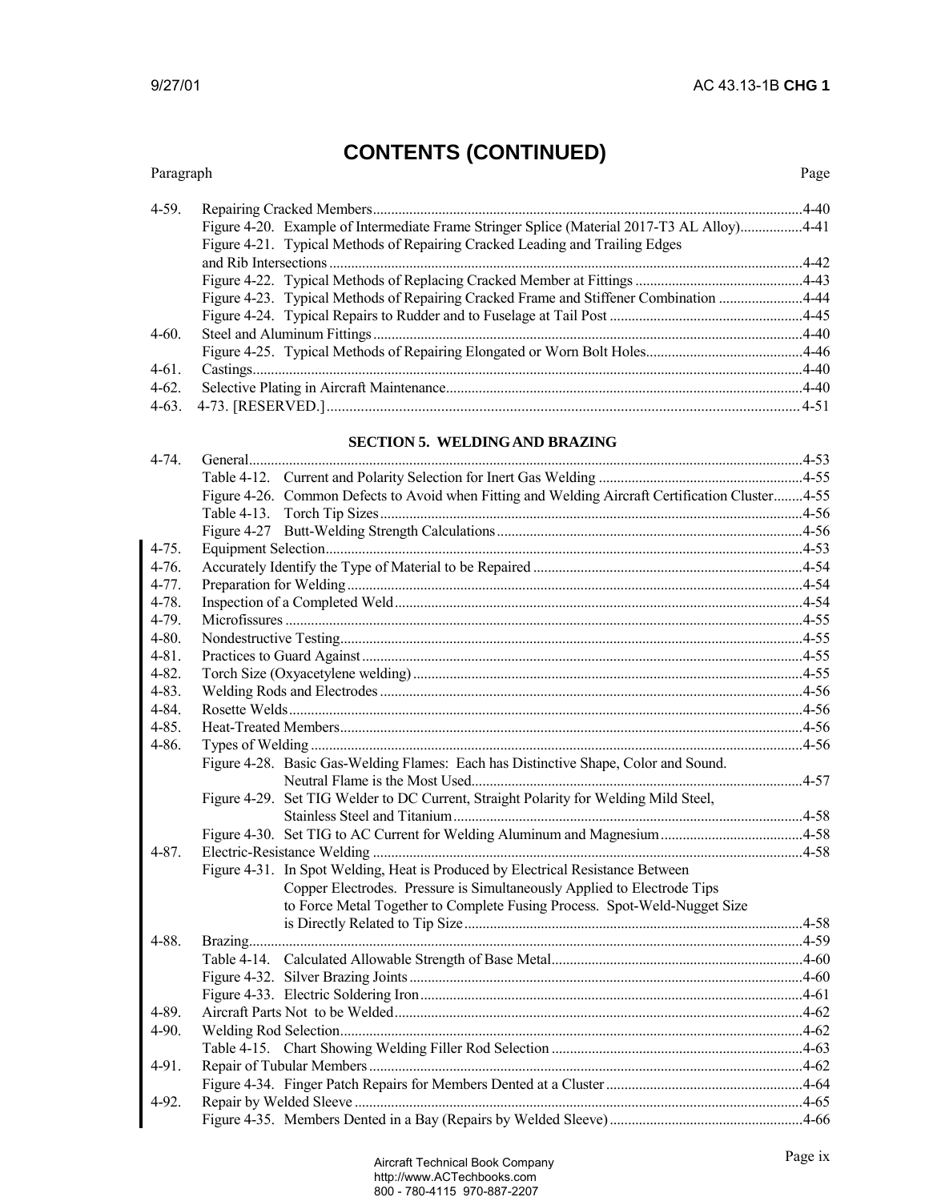# CONTENTS (CONTINUED)

| Paragraph | | Page |
|---|---|---|
| 4-59. | Repairing Cracked Members | 4-40 |
| | Figure 4-20. Example of Intermediate Frame Stringer Splice (Material 2017-T3 AL Alloy) | 4-41 |
| | Figure 4-21. Typical Methods of Repairing Cracked Leading and Trailing Edges and Rib Intersections | 4-42 |
| | Figure 4-22. Typical Methods of Replacing Cracked Member at Fittings | 4-43 |
| | Figure 4-23. Typical Methods of Repairing Cracked Frame and Stiffener Combination | 4-44 |
| | Figure 4-24. Typical Repairs to Rudder and to Fuselage at Tail Post | 4-45 |
| 4-60. | Steel and Aluminum Fittings | 4-40 |
| | Figure 4-25. Typical Methods of Repairing Elongated or Worn Bolt Holes | 4-46 |
| 4-61. | Castings | 4-40 |
| 4-62. | Selective Plating in Aircraft Maintenance | 4-40 |
| 4-63. | 4-73. [RESERVED.] | 4-51 |

## SECTION 5. WELDING AND BRAZING

| Paragraph | | Page |
|---|---|---|
| 4-74. | General | 4-53 |
| | Table 4-12. Current and Polarity Selection for Inert Gas Welding | 4-55 |
| | Figure 4-26. Common Defects to Avoid when Fitting and Welding Aircraft Certification Cluster | 4-55 |
| | Table 4-13. Torch Tip Sizes | 4-56 |
| | Figure 4-27 Butt-Welding Strength Calculations | 4-56 |
| 4-75. | Equipment Selection | 4-53 |
| 4-76. | Accurately Identify the Type of Material to be Repaired | 4-54 |
| 4-77. | Preparation for Welding | 4-54 |
| 4-78. | Inspection of a Completed Weld | 4-54 |
| 4-79. | Microfissures | 4-55 |
| 4-80. | Nondestructive Testing | 4-55 |
| 4-81. | Practices to Guard Against | 4-55 |
| 4-82. | Torch Size (Oxyacetylene welding) | 4-55 |
| 4-83. | Welding Rods and Electrodes | 4-56 |
| 4-84. | Rosette Welds | 4-56 |
| 4-85. | Heat-Treated Members | 4-56 |
| 4-86. | Types of Welding | 4-56 |
| | Figure 4-28. Basic Gas-Welding Flames: Each has Distinctive Shape, Color and Sound. Neutral Flame is the Most Used | 4-57 |
| | Figure 4-29. Set TIG Welder to DC Current, Straight Polarity for Welding Mild Steel, Stainless Steel and Titanium | 4-58 |
| | Figure 4-30. Set TIG to AC Current for Welding Aluminum and Magnesium | 4-58 |
| 4-87. | Electric-Resistance Welding | 4-58 |
| | Figure 4-31. In Spot Welding, Heat is Produced by Electrical Resistance Between Copper Electrodes. Pressure is Simultaneously Applied to Electrode Tips to Force Metal Together to Complete Fusing Process. Spot-Weld-Nugget Size is Directly Related to Tip Size | 4-58 |
| 4-88. | Brazing | 4-59 |
| | Table 4-14. Calculated Allowable Strength of Base Metal | 4-60 |
| | Figure 4-32. Silver Brazing Joints | 4-60 |
| | Figure 4-33. Electric Soldering Iron | 4-61 |
| 4-89. | Aircraft Parts Not to be Welded | 4-62 |
| 4-90. | Welding Rod Selection | 4-62 |
| | Table 4-15. Chart Showing Welding Filler Rod Selection | 4-63 |
| 4-91. | Repair of Tubular Members | 4-62 |
| | Figure 4-34. Finger Patch Repairs for Members Dented at a Cluster | 4-64 |
| 4-92. | Repair by Welded Sleeve | 4-65 |
| | Figure 4-35. Members Dented in a Bay (Repairs by Welded Sleeve) | 4-66 |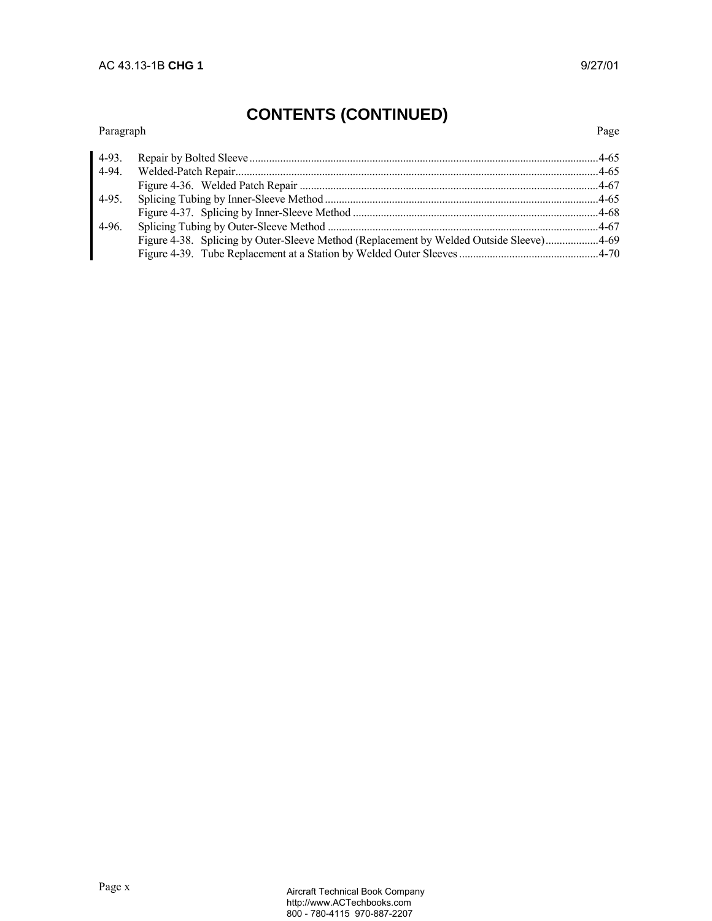## CONTENTS (CONTINUED)

| Paragraph | | Page |
|---|---|---|
| 4-93. | Repair by Bolted Sleeve | 4-65 |
| 4-94. | Welded-Patch Repair | 4-65 |
| | Figure 4-36. Welded Patch Repair | 4-67 |
| 4-95. | Splicing Tubing by Inner-Sleeve Method | 4-65 |
| | Figure 4-37. Splicing by Inner-Sleeve Method | 4-68 |
| 4-96. | Splicing Tubing by Outer-Sleeve Method | 4-67 |
| | Figure 4-38. Splicing by Outer-Sleeve Method (Replacement by Welded Outside Sleeve) | 4-69 |
| | Figure 4-39. Tube Replacement at a Station by Welded Outer Sleeves | 4-70 |

Aircraft Technical Book Company
http://www.ACTechbooks.com
800 - 780-4115 970-887-2207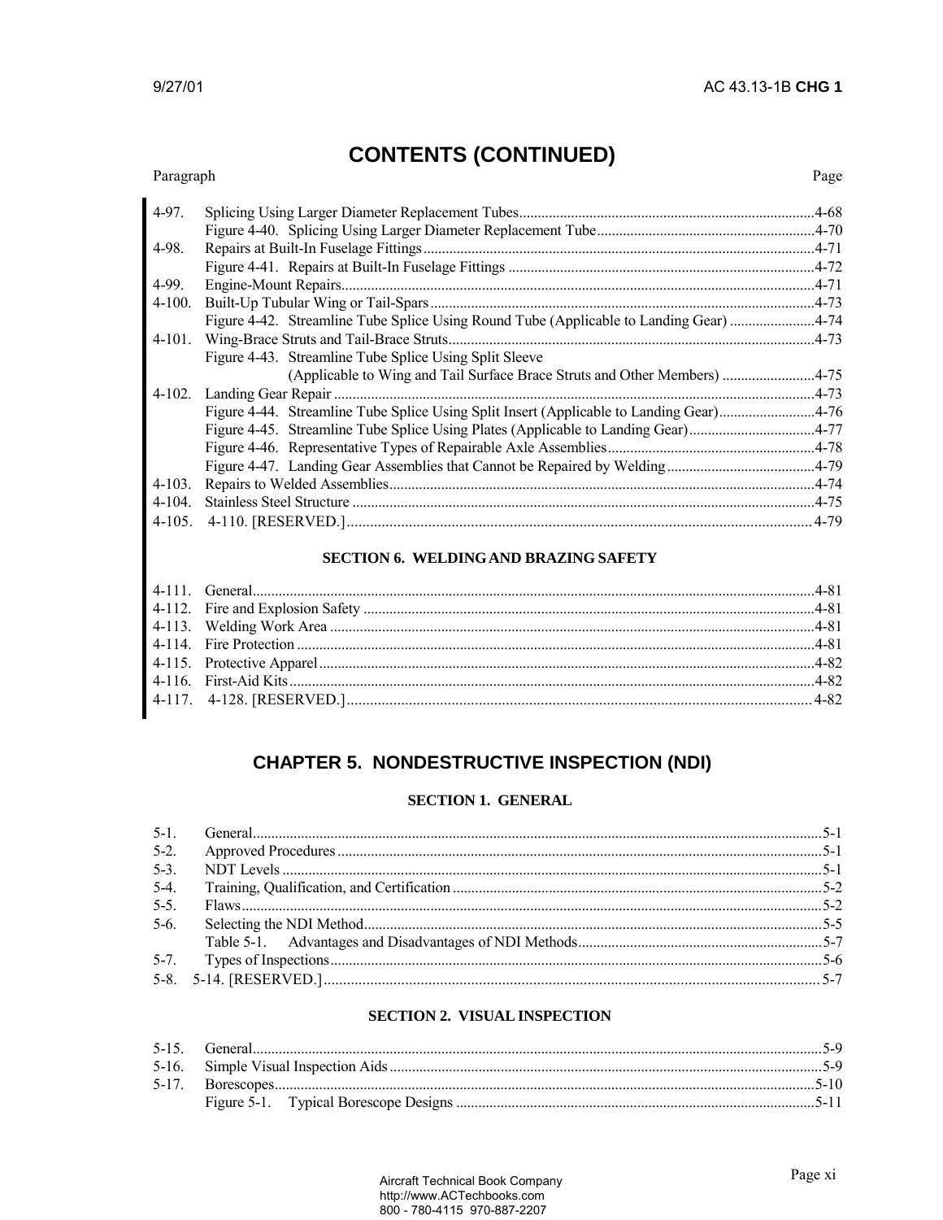# CONTENTS (CONTINUED)

Paragraph Page

4-97. Splicing Using Larger Diameter Replacement Tubes ........................................ 4-68
    Figure 4-40. Splicing Using Larger Diameter Replacement Tube ........................................ 4-70
4-98. Repairs at Built-In Fuselage Fittings ........................................ 4-71
    Figure 4-41. Repairs at Built-In Fuselage Fittings ........................................ 4-72
4-99. Engine-Mount Repairs ........................................ 4-71
4-100. Built-Up Tubular Wing or Tail-Spars ........................................ 4-73
    Figure 4-42. Streamline Tube Splice Using Round Tube (Applicable to Landing Gear) ........................................ 4-74
4-101. Wing-Brace Struts and Tail-Brace Struts ........................................ 4-73
    Figure 4-43. Streamline Tube Splice Using Split Sleeve (Applicable to Wing and Tail Surface Brace Struts and Other Members) ........................................ 4-75
4-102. Landing Gear Repair ........................................ 4-73
    Figure 4-44. Streamline Tube Splice Using Split Insert (Applicable to Landing Gear) ........................................ 4-76
    Figure 4-45. Streamline Tube Splice Using Plates (Applicable to Landing Gear) ........................................ 4-77
    Figure 4-46. Representative Types of Repairable Axle Assemblies ........................................ 4-78
    Figure 4-47. Landing Gear Assemblies that Cannot be Repaired by Welding ........................................ 4-79
4-103. Repairs to Welded Assemblies ........................................ 4-74
4-104. Stainless Steel Structure ........................................ 4-75
4-105. 4-110. [RESERVED.] ........................................ 4-79

## SECTION 6. WELDING AND BRAZING SAFETY

4-111. General ........................................ 4-81
4-112. Fire and Explosion Safety ........................................ 4-81
4-113. Welding Work Area ........................................ 4-81
4-114. Fire Protection ........................................ 4-81
4-115. Protective Apparel ........................................ 4-82
4-116. First-Aid Kits ........................................ 4-82
4-117. 4-128. [RESERVED.] ........................................ 4-82

# CHAPTER 5. NONDESTRUCTIVE INSPECTION (NDI)

## SECTION 1. GENERAL

5-1. General ........................................ 5-1
5-2. Approved Procedures ........................................ 5-1
5-3. NDT Levels ........................................ 5-1
5-4. Training, Qualification, and Certification ........................................ 5-2
5-5. Flaws ........................................ 5-2
5-6. Selecting the NDI Method ........................................ 5-5
    Table 5-1. Advantages and Disadvantages of NDI Methods ........................................ 5-7
5-7. Types of Inspections ........................................ 5-6
5-8. 5-14. [RESERVED.] ........................................ 5-7

## SECTION 2. VISUAL INSPECTION

5-15. General ........................................ 5-9
5-16. Simple Visual Inspection Aids ........................................ 5-9
5-17. Borescopes ........................................ 5-10
    Figure 5-1. Typical Borescope Designs ........................................ 5-11

Aircraft Technical Book Company
http://www.ACTechbooks.com
800 - 780-4115 970-887-2207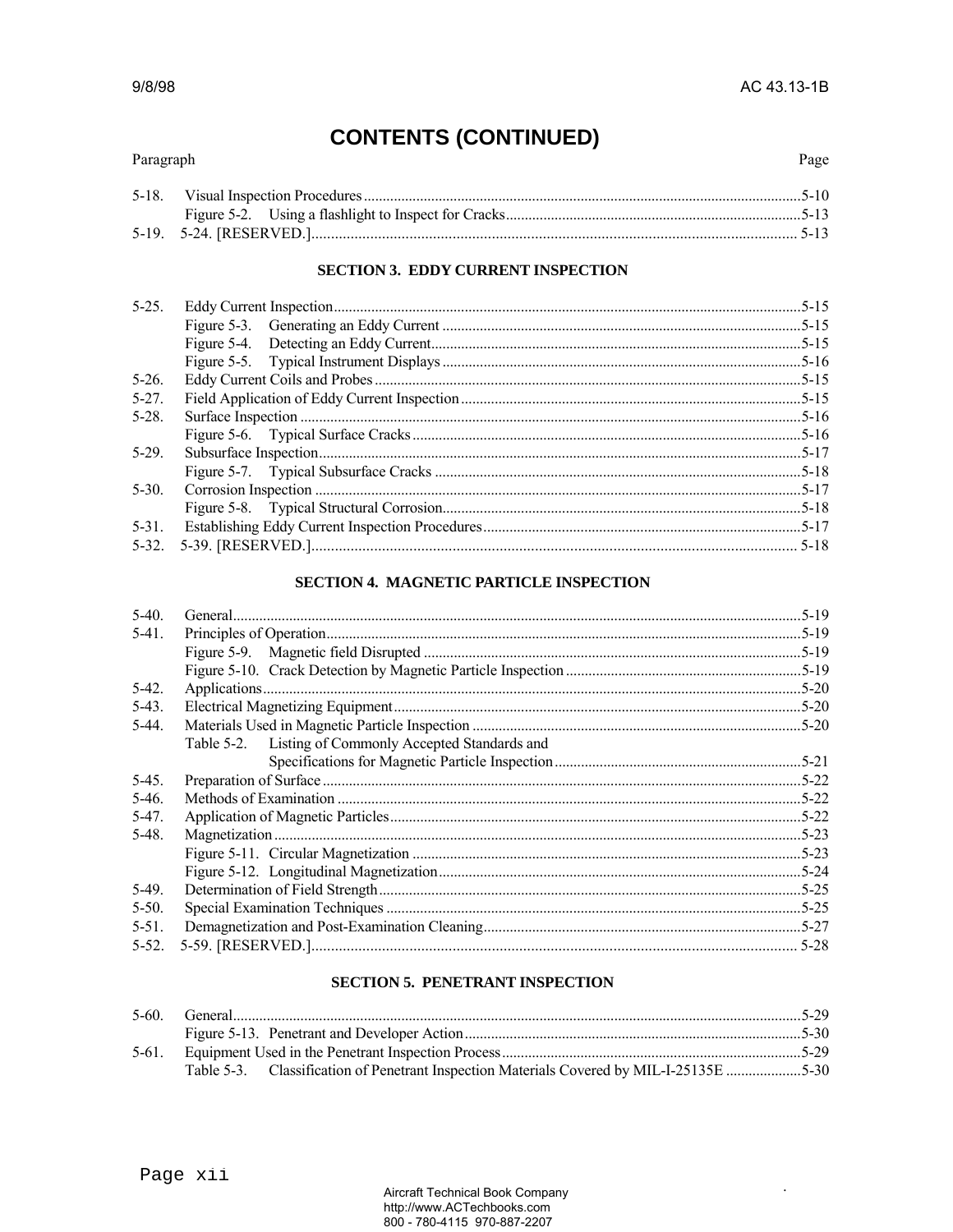# CONTENTS (CONTINUED)

| Paragraph | | Page |
|---|---|---|
| 5-18. | Visual Inspection Procedures | 5-10 |
| | Figure 5-2. Using a flashlight to Inspect for Cracks | 5-13 |
| 5-19. | 5-24. [RESERVED.] | 5-13 |

## SECTION 3. EDDY CURRENT INSPECTION

| Paragraph | | Page |
|---|---|---|
| 5-25. | Eddy Current Inspection | 5-15 |
| | Figure 5-3. Generating an Eddy Current | 5-15 |
| | Figure 5-4. Detecting an Eddy Current | 5-15 |
| | Figure 5-5. Typical Instrument Displays | 5-16 |
| 5-26. | Eddy Current Coils and Probes | 5-15 |
| 5-27. | Field Application of Eddy Current Inspection | 5-15 |
| 5-28. | Surface Inspection | 5-16 |
| | Figure 5-6. Typical Surface Cracks | 5-16 |
| 5-29. | Subsurface Inspection | 5-17 |
| | Figure 5-7. Typical Subsurface Cracks | 5-18 |
| 5-30. | Corrosion Inspection | 5-17 |
| | Figure 5-8. Typical Structural Corrosion | 5-18 |
| 5-31. | Establishing Eddy Current Inspection Procedures | 5-17 |
| 5-32. | 5-39. [RESERVED.] | 5-18 |

## SECTION 4. MAGNETIC PARTICLE INSPECTION

| Paragraph | | Page |
|---|---|---|
| 5-40. | General | 5-19 |
| 5-41. | Principles of Operation | 5-19 |
| | Figure 5-9. Magnetic field Disrupted | 5-19 |
| | Figure 5-10. Crack Detection by Magnetic Particle Inspection | 5-19 |
| 5-42. | Applications | 5-20 |
| 5-43. | Electrical Magnetizing Equipment | 5-20 |
| 5-44. | Materials Used in Magnetic Particle Inspection | 5-20 |
| | Table 5-2. Listing of Commonly Accepted Standards and Specifications for Magnetic Particle Inspection | 5-21 |
| 5-45. | Preparation of Surface | 5-22 |
| 5-46. | Methods of Examination | 5-22 |
| 5-47. | Application of Magnetic Particles | 5-22 |
| 5-48. | Magnetization | 5-23 |
| | Figure 5-11. Circular Magnetization | 5-23 |
| | Figure 5-12. Longitudinal Magnetization | 5-24 |
| 5-49. | Determination of Field Strength | 5-25 |
| 5-50. | Special Examination Techniques | 5-25 |
| 5-51. | Demagnetization and Post-Examination Cleaning | 5-27 |
| 5-52. | 5-59. [RESERVED.] | 5-28 |

## SECTION 5. PENETRANT INSPECTION

| Paragraph | | Page |
|---|---|---|
| 5-60. | General | 5-29 |
| | Figure 5-13. Penetrant and Developer Action | 5-30 |
| 5-61. | Equipment Used in the Penetrant Inspection Process | 5-29 |
| | Table 5-3. Classification of Penetrant Inspection Materials Covered by MIL-I-25135E | 5-30 |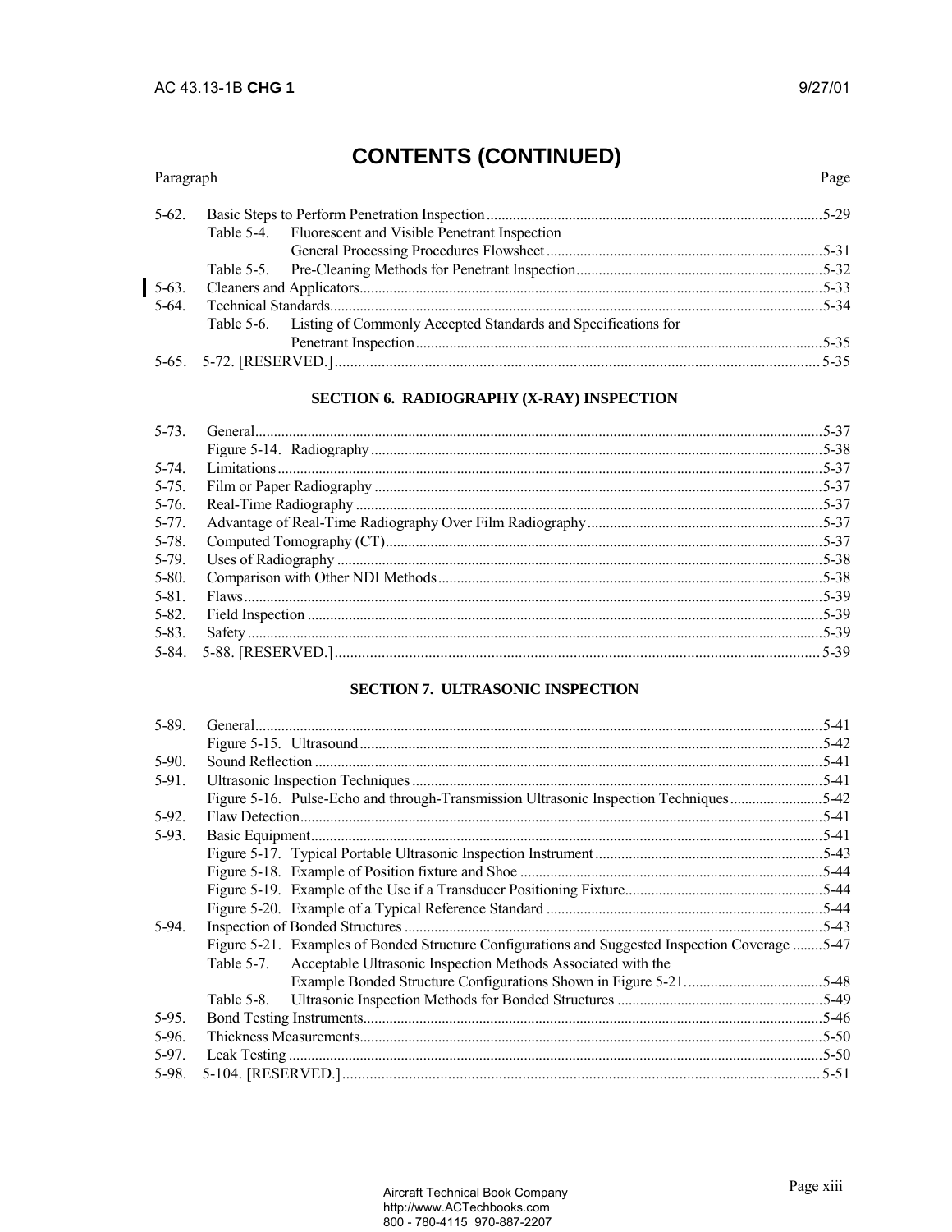# CONTENTS (CONTINUED)

| Paragraph | | Page |
|---|---|---|
| 5-62. | Basic Steps to Perform Penetration Inspection | 5-29 |
| | Table 5-4. Fluorescent and Visible Penetrant Inspection General Processing Procedures Flowsheet | 5-31 |
| | Table 5-5. Pre-Cleaning Methods for Penetrant Inspection | 5-32 |
| 5-63. | Cleaners and Applicators | 5-33 |
| 5-64. | Technical Standards | 5-34 |
| | Table 5-6. Listing of Commonly Accepted Standards and Specifications for Penetrant Inspection | 5-35 |
| 5-65. | 5-72. [RESERVED.] | 5-35 |

## SECTION 6. RADIOGRAPHY (X-RAY) INSPECTION

| Paragraph | | Page |
|---|---|---|
| 5-73. | General | 5-37 |
| | Figure 5-14. Radiography | 5-38 |
| 5-74. | Limitations | 5-37 |
| 5-75. | Film or Paper Radiography | 5-37 |
| 5-76. | Real-Time Radiography | 5-37 |
| 5-77. | Advantage of Real-Time Radiography Over Film Radiography | 5-37 |
| 5-78. | Computed Tomography (CT) | 5-37 |
| 5-79. | Uses of Radiography | 5-38 |
| 5-80. | Comparison with Other NDI Methods | 5-38 |
| 5-81. | Flaws | 5-39 |
| 5-82. | Field Inspection | 5-39 |
| 5-83. | Safety | 5-39 |
| 5-84. | 5-88. [RESERVED.] | 5-39 |

## SECTION 7. ULTRASONIC INSPECTION

| Paragraph | | Page |
|---|---|---|
| 5-89. | General | 5-41 |
| | Figure 5-15. Ultrasound | 5-42 |
| 5-90. | Sound Reflection | 5-41 |
| 5-91. | Ultrasonic Inspection Techniques | 5-41 |
| | Figure 5-16. Pulse-Echo and through-Transmission Ultrasonic Inspection Techniques | 5-42 |
| 5-92. | Flaw Detection | 5-41 |
| 5-93. | Basic Equipment | 5-41 |
| | Figure 5-17. Typical Portable Ultrasonic Inspection Instrument | 5-43 |
| | Figure 5-18. Example of Position fixture and Shoe | 5-44 |
| | Figure 5-19. Example of the Use if a Transducer Positioning Fixture | 5-44 |
| | Figure 5-20. Example of a Typical Reference Standard | 5-44 |
| 5-94. | Inspection of Bonded Structures | 5-43 |
| | Figure 5-21. Examples of Bonded Structure Configurations and Suggested Inspection Coverage | 5-47 |
| | Table 5-7. Acceptable Ultrasonic Inspection Methods Associated with the Example Bonded Structure Configurations Shown in Figure 5-21 | 5-48 |
| | Table 5-8. Ultrasonic Inspection Methods for Bonded Structures | 5-49 |
| 5-95. | Bond Testing Instruments | 5-46 |
| 5-96. | Thickness Measurements | 5-50 |
| 5-97. | Leak Testing | 5-50 |
| 5-98. | 5-104. [RESERVED.] | 5-51 |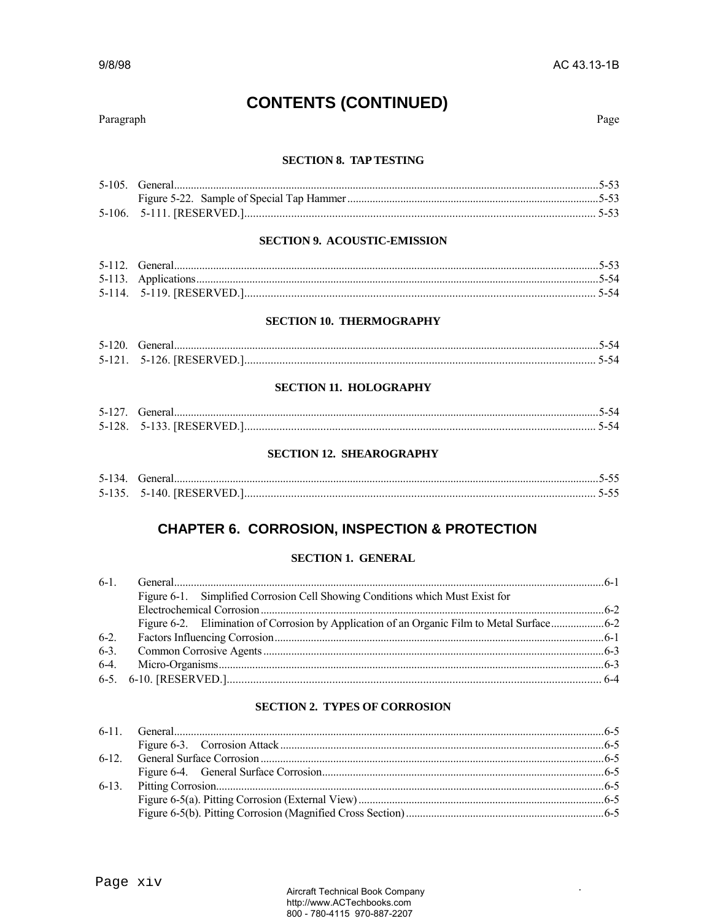# CONTENTS (CONTINUED)

Paragraph | Page

### SECTION 8. TAP TESTING

5-105. General..........5-53
Figure 5-22. Sample of Special Tap Hammer..........5-53
5-106. 5-111. [RESERVED.]..........5-53

### SECTION 9. ACOUSTIC-EMISSION

5-112. General..........5-53
5-113. Applications..........5-54
5-114. 5-119. [RESERVED.]..........5-54

### SECTION 10. THERMOGRAPHY

5-120. General..........5-54
5-121. 5-126. [RESERVED.]..........5-54

### SECTION 11. HOLOGRAPHY

5-127. General..........5-54
5-128. 5-133. [RESERVED.]..........5-54

### SECTION 12. SHEAROGRAPHY

5-134. General..........5-55
5-135. 5-140. [RESERVED.]..........5-55

## CHAPTER 6. CORROSION, INSPECTION & PROTECTION

### SECTION 1. GENERAL

6-1. General..........6-1
Figure 6-1. Simplified Corrosion Cell Showing Conditions which Must Exist for Electrochemical Corrosion..........6-2
Figure 6-2. Elimination of Corrosion by Application of an Organic Film to Metal Surface..........6-2
6-2. Factors Influencing Corrosion..........6-1
6-3. Common Corrosive Agents..........6-3
6-4. Micro-Organisms..........6-3
6-5. 6-10. [RESERVED.]..........6-4

### SECTION 2. TYPES OF CORROSION

6-11. General..........6-5
Figure 6-3. Corrosion Attack..........6-5
6-12. General Surface Corrosion..........6-5
Figure 6-4. General Surface Corrosion..........6-5
6-13. Pitting Corrosion..........6-5
Figure 6-5(a). Pitting Corrosion (External View)..........6-5
Figure 6-5(b). Pitting Corrosion (Magnified Cross Section)..........6-5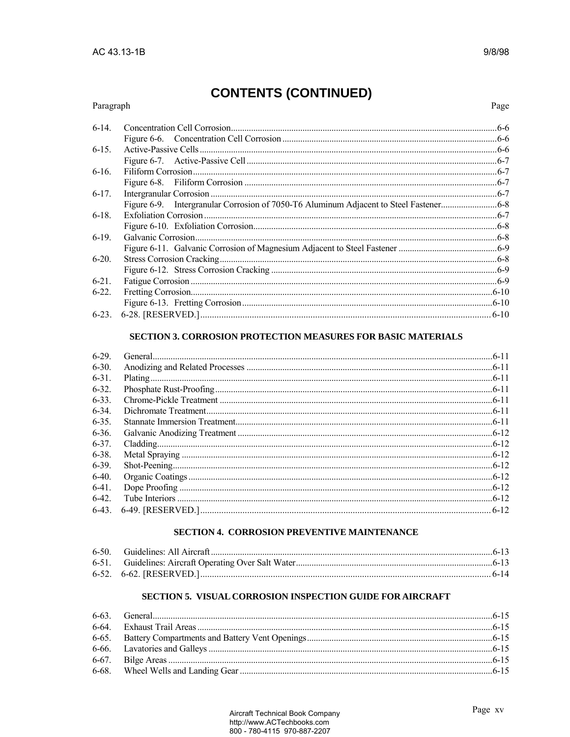# CONTENTS (CONTINUED)

| Paragraph | | Page |
|---|---|---|
| 6-14. | Concentration Cell Corrosion | 6-6 |
| | Figure 6-6. Concentration Cell Corrosion | 6-6 |
| 6-15. | Active-Passive Cells | 6-6 |
| | Figure 6-7. Active-Passive Cell | 6-7 |
| 6-16. | Filiform Corrosion | 6-7 |
| | Figure 6-8. Filiform Corrosion | 6-7 |
| 6-17. | Intergranular Corrosion | 6-7 |
| | Figure 6-9. Intergranular Corrosion of 7050-T6 Aluminum Adjacent to Steel Fastener | 6-8 |
| 6-18. | Exfoliation Corrosion | 6-7 |
| | Figure 6-10. Exfoliation Corrosion | 6-8 |
| 6-19. | Galvanic Corrosion | 6-8 |
| | Figure 6-11. Galvanic Corrosion of Magnesium Adjacent to Steel Fastener | 6-9 |
| 6-20. | Stress Corrosion Cracking | 6-8 |
| | Figure 6-12. Stress Corrosion Cracking | 6-9 |
| 6-21. | Fatigue Corrosion | 6-9 |
| 6-22. | Fretting Corrosion | 6-10 |
| | Figure 6-13. Fretting Corrosion | 6-10 |
| 6-23. | 6-28. [RESERVED.] | 6-10 |

## SECTION 3. CORROSION PROTECTION MEASURES FOR BASIC MATERIALS

| Paragraph | | Page |
|---|---|---|
| 6-29. | General | 6-11 |
| 6-30. | Anodizing and Related Processes | 6-11 |
| 6-31. | Plating | 6-11 |
| 6-32. | Phosphate Rust-Proofing | 6-11 |
| 6-33. | Chrome-Pickle Treatment | 6-11 |
| 6-34. | Dichromate Treatment | 6-11 |
| 6-35. | Stannate Immersion Treatment | 6-11 |
| 6-36. | Galvanic Anodizing Treatment | 6-12 |
| 6-37. | Cladding | 6-12 |
| 6-38. | Metal Spraying | 6-12 |
| 6-39. | Shot-Peening | 6-12 |
| 6-40. | Organic Coatings | 6-12 |
| 6-41. | Dope Proofing | 6-12 |
| 6-42. | Tube Interiors | 6-12 |
| 6-43. | 6-49. [RESERVED.] | 6-12 |

## SECTION 4. CORROSION PREVENTIVE MAINTENANCE

| Paragraph | | Page |
|---|---|---|
| 6-50. | Guidelines: All Aircraft | 6-13 |
| 6-51. | Guidelines: Aircraft Operating Over Salt Water | 6-13 |
| 6-52. | 6-62. [RESERVED.] | 6-14 |

## SECTION 5. VISUAL CORROSION INSPECTION GUIDE FOR AIRCRAFT

| Paragraph | | Page |
|---|---|---|
| 6-63. | General | 6-15 |
| 6-64. | Exhaust Trail Areas | 6-15 |
| 6-65. | Battery Compartments and Battery Vent Openings | 6-15 |
| 6-66. | Lavatories and Galleys | 6-15 |
| 6-67. | Bilge Areas | 6-15 |
| 6-68. | Wheel Wells and Landing Gear | 6-15 |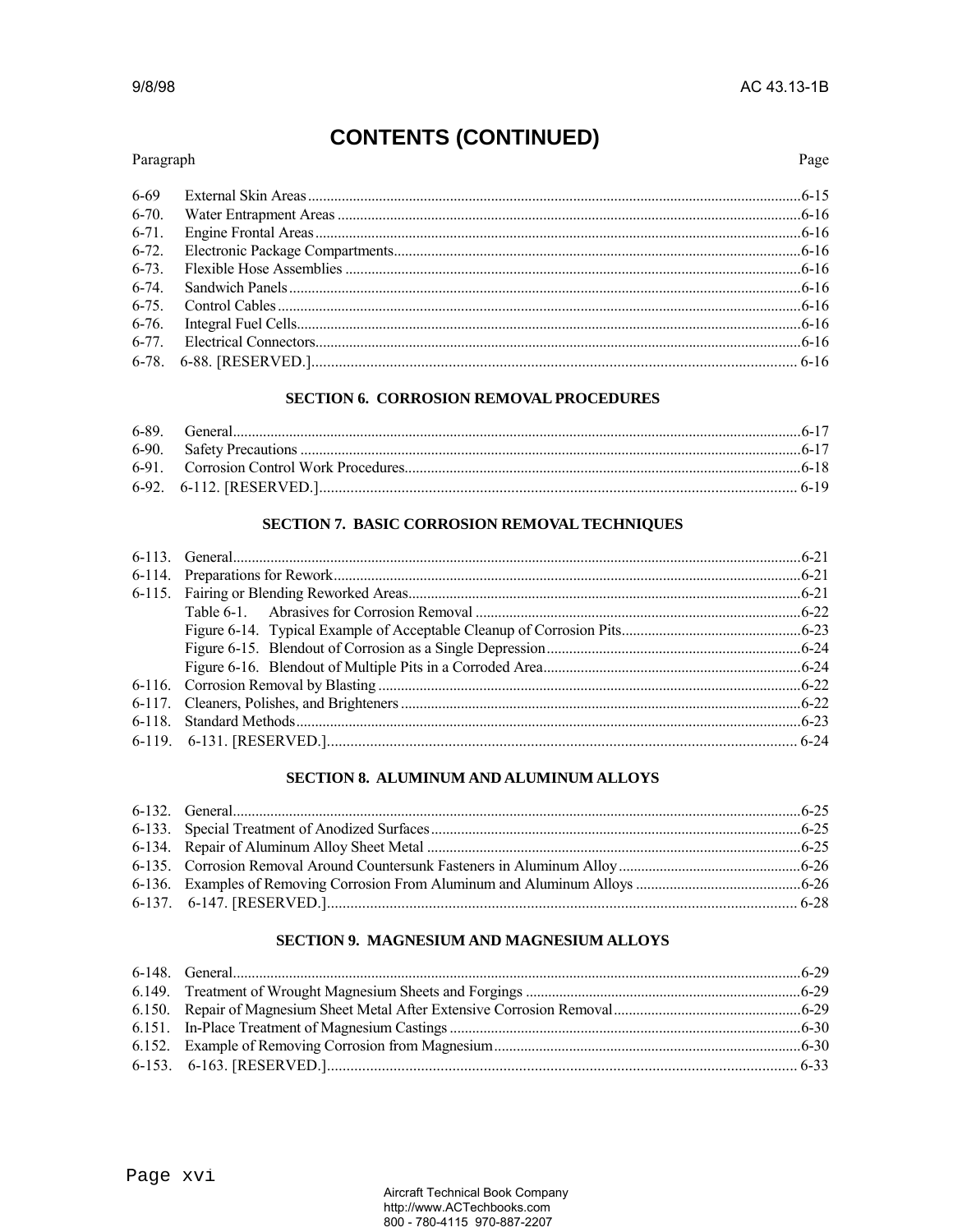# CONTENTS (CONTINUED)

| Paragraph | | Page |
|---|---|---|
| 6-69 | External Skin Areas | 6-15 |
| 6-70. | Water Entrapment Areas | 6-16 |
| 6-71. | Engine Frontal Areas | 6-16 |
| 6-72. | Electronic Package Compartments | 6-16 |
| 6-73. | Flexible Hose Assemblies | 6-16 |
| 6-74. | Sandwich Panels | 6-16 |
| 6-75. | Control Cables | 6-16 |
| 6-76. | Integral Fuel Cells | 6-16 |
| 6-77. | Electrical Connectors | 6-16 |
| 6-78. | 6-88. [RESERVED.] | 6-16 |

## SECTION 6. CORROSION REMOVAL PROCEDURES

| Paragraph | | Page |
|---|---|---|
| 6-89. | General | 6-17 |
| 6-90. | Safety Precautions | 6-17 |
| 6-91. | Corrosion Control Work Procedures | 6-18 |
| 6-92. | 6-112. [RESERVED.] | 6-19 |

## SECTION 7. BASIC CORROSION REMOVAL TECHNIQUES

| Paragraph | | Page |
|---|---|---|
| 6-113. | General | 6-21 |
| 6-114. | Preparations for Rework | 6-21 |
| 6-115. | Fairing or Blending Reworked Areas | 6-21 |
| | Table 6-1. Abrasives for Corrosion Removal | 6-22 |
| | Figure 6-14. Typical Example of Acceptable Cleanup of Corrosion Pits | 6-23 |
| | Figure 6-15. Blendout of Corrosion as a Single Depression | 6-24 |
| | Figure 6-16. Blendout of Multiple Pits in a Corroded Area | 6-24 |
| 6-116. | Corrosion Removal by Blasting | 6-22 |
| 6-117. | Cleaners, Polishes, and Brighteners | 6-22 |
| 6-118. | Standard Methods | 6-23 |
| 6-119. | 6-131. [RESERVED.] | 6-24 |

## SECTION 8. ALUMINUM AND ALUMINUM ALLOYS

| Paragraph | | Page |
|---|---|---|
| 6-132. | General | 6-25 |
| 6-133. | Special Treatment of Anodized Surfaces | 6-25 |
| 6-134. | Repair of Aluminum Alloy Sheet Metal | 6-25 |
| 6-135. | Corrosion Removal Around Countersunk Fasteners in Aluminum Alloy | 6-26 |
| 6-136. | Examples of Removing Corrosion From Aluminum and Aluminum Alloys | 6-26 |
| 6-137. | 6-147. [RESERVED.] | 6-28 |

## SECTION 9. MAGNESIUM AND MAGNESIUM ALLOYS

| Paragraph | | Page |
|---|---|---|
| 6-148. | General | 6-29 |
| 6.149. | Treatment of Wrought Magnesium Sheets and Forgings | 6-29 |
| 6.150. | Repair of Magnesium Sheet Metal After Extensive Corrosion Removal | 6-29 |
| 6.151. | In-Place Treatment of Magnesium Castings | 6-30 |
| 6.152. | Example of Removing Corrosion from Magnesium | 6-30 |
| 6-153. | 6-163. [RESERVED.] | 6-33 |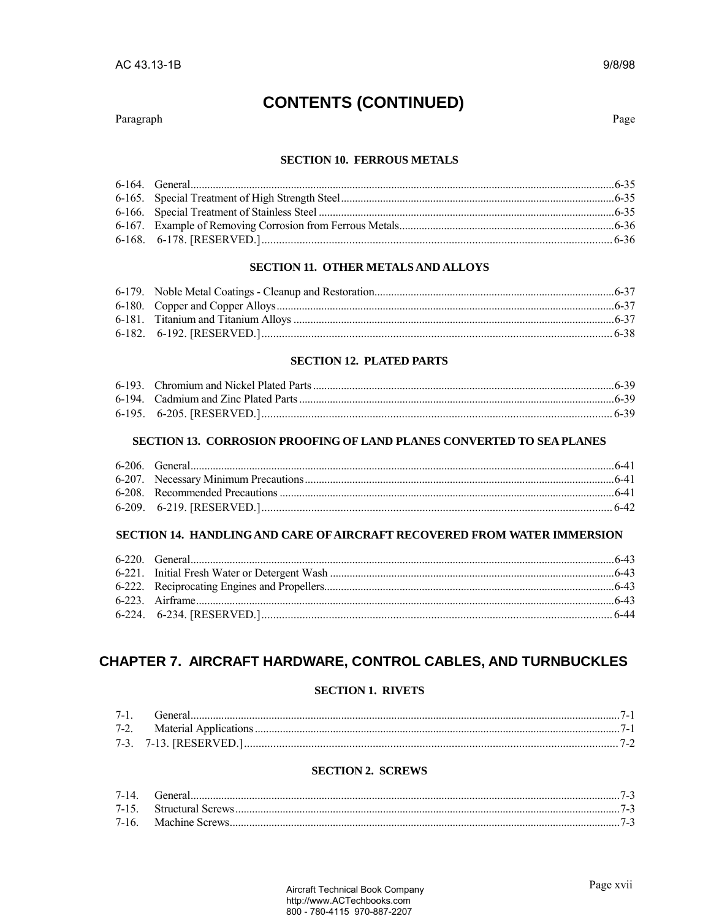# CONTENTS (CONTINUED)

| Paragraph | | Page |
|---|---|---|

### SECTION 10. FERROUS METALS

| | | |
|---|---|---|
| 6-164. | General | 6-35 |
| 6-165. | Special Treatment of High Strength Steel | 6-35 |
| 6-166. | Special Treatment of Stainless Steel | 6-35 |
| 6-167. | Example of Removing Corrosion from Ferrous Metals | 6-36 |
| 6-168. | 6-178. [RESERVED.] | 6-36 |

### SECTION 11. OTHER METALS AND ALLOYS

| | | |
|---|---|---|
| 6-179. | Noble Metal Coatings - Cleanup and Restoration | 6-37 |
| 6-180. | Copper and Copper Alloys | 6-37 |
| 6-181. | Titanium and Titanium Alloys | 6-37 |
| 6-182. | 6-192. [RESERVED.] | 6-38 |

### SECTION 12. PLATED PARTS

| | | |
|---|---|---|
| 6-193. | Chromium and Nickel Plated Parts | 6-39 |
| 6-194. | Cadmium and Zinc Plated Parts | 6-39 |
| 6-195. | 6-205. [RESERVED.] | 6-39 |

### SECTION 13. CORROSION PROOFING OF LAND PLANES CONVERTED TO SEA PLANES

| | | |
|---|---|---|
| 6-206. | General | 6-41 |
| 6-207. | Necessary Minimum Precautions | 6-41 |
| 6-208. | Recommended Precautions | 6-41 |
| 6-209. | 6-219. [RESERVED.] | 6-42 |

### SECTION 14. HANDLING AND CARE OF AIRCRAFT RECOVERED FROM WATER IMMERSION

| | | |
|---|---|---|
| 6-220. | General | 6-43 |
| 6-221. | Initial Fresh Water or Detergent Wash | 6-43 |
| 6-222. | Reciprocating Engines and Propellers | 6-43 |
| 6-223. | Airframe | 6-43 |
| 6-224. | 6-234. [RESERVED.] | 6-44 |

## CHAPTER 7. AIRCRAFT HARDWARE, CONTROL CABLES, AND TURNBUCKLES

### SECTION 1. RIVETS

| | | |
|---|---|---|
| 7-1. | General | 7-1 |
| 7-2. | Material Applications | 7-1 |
| 7-3. | 7-13. [RESERVED.] | 7-2 |

### SECTION 2. SCREWS

| | | |
|---|---|---|
| 7-14. | General | 7-3 |
| 7-15. | Structural Screws | 7-3 |
| 7-16. | Machine Screws | 7-3 |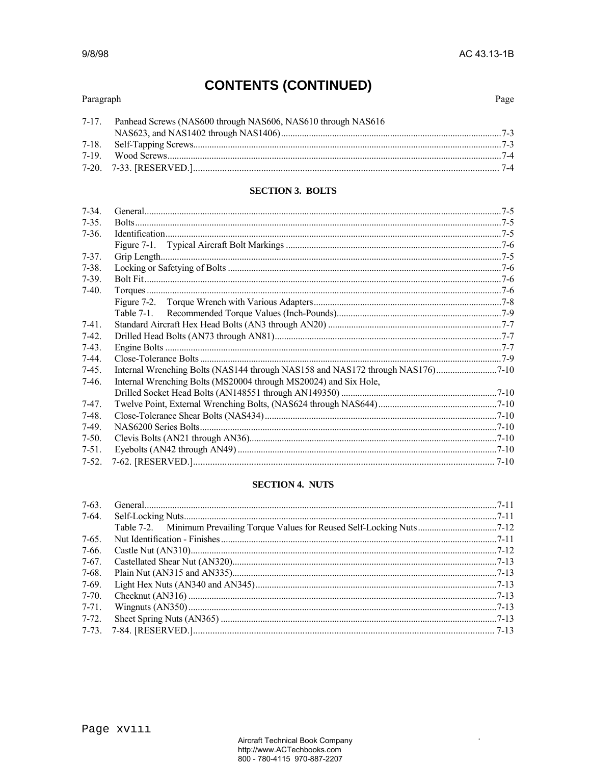# CONTENTS (CONTINUED)

| Paragraph | | Page |
|---|---|---|
| 7-17. | Panhead Screws (NAS600 through NAS606, NAS610 through NAS616 NAS623, and NAS1402 through NAS1406) | 7-3 |
| 7-18. | Self-Tapping Screws | 7-3 |
| 7-19. | Wood Screws | 7-4 |
| 7-20. | 7-33. [RESERVED.] | 7-4 |

## SECTION 3. BOLTS

| Paragraph | | Page |
|---|---|---|
| 7-34. | General | 7-5 |
| 7-35. | Bolts | 7-5 |
| 7-36. | Identification | 7-5 |
| | Figure 7-1. Typical Aircraft Bolt Markings | 7-6 |
| 7-37. | Grip Length | 7-5 |
| 7-38. | Locking or Safetying of Bolts | 7-6 |
| 7-39. | Bolt Fit | 7-6 |
| 7-40. | Torques | 7-6 |
| | Figure 7-2. Torque Wrench with Various Adapters | 7-8 |
| | Table 7-1. Recommended Torque Values (Inch-Pounds) | 7-9 |
| 7-41. | Standard Aircraft Hex Head Bolts (AN3 through AN20) | 7-7 |
| 7-42. | Drilled Head Bolts (AN73 through AN81) | 7-7 |
| 7-43. | Engine Bolts | 7-7 |
| 7-44. | Close-Tolerance Bolts | 7-9 |
| 7-45. | Internal Wrenching Bolts (NAS144 through NAS158 and NAS172 through NAS176) | 7-10 |
| 7-46. | Internal Wrenching Bolts (MS20004 through MS20024) and Six Hole, Drilled Socket Head Bolts (AN148551 through AN149350) | 7-10 |
| 7-47. | Twelve Point, External Wrenching Bolts, (NAS624 through NAS644) | 7-10 |
| 7-48. | Close-Tolerance Shear Bolts (NAS434) | 7-10 |
| 7-49. | NAS6200 Series Bolts | 7-10 |
| 7-50. | Clevis Bolts (AN21 through AN36) | 7-10 |
| 7-51. | Eyebolts (AN42 through AN49) | 7-10 |
| 7-52. | 7-62. [RESERVED.] | 7-10 |

## SECTION 4. NUTS

| Paragraph | | Page |
|---|---|---|
| 7-63. | General | 7-11 |
| 7-64. | Self-Locking Nuts | 7-11 |
| | Table 7-2. Minimum Prevailing Torque Values for Reused Self-Locking Nuts | 7-12 |
| 7-65. | Nut Identification - Finishes | 7-11 |
| 7-66. | Castle Nut (AN310) | 7-12 |
| 7-67. | Castellated Shear Nut (AN320) | 7-13 |
| 7-68. | Plain Nut (AN315 and AN335) | 7-13 |
| 7-69. | Light Hex Nuts (AN340 and AN345) | 7-13 |
| 7-70. | Checknut (AN316) | 7-13 |
| 7-71. | Wingnuts (AN350) | 7-13 |
| 7-72. | Sheet Spring Nuts (AN365) | 7-13 |
| 7-73. | 7-84. [RESERVED.] | 7-13 |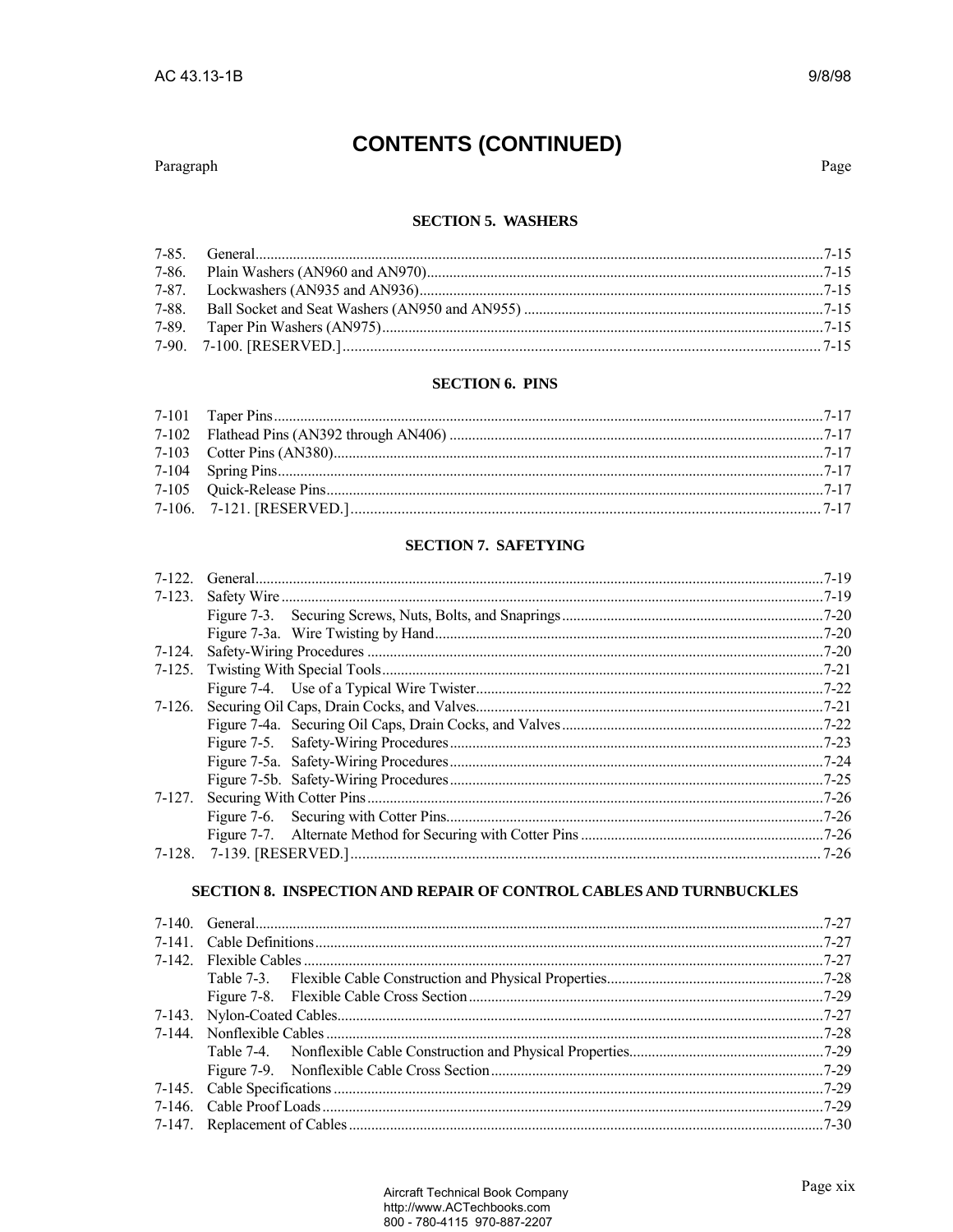# CONTENTS (CONTINUED)

| Paragraph | | Page |
|---|---|---|

### SECTION 5. WASHERS

| | | |
|---|---|---|
| 7-85. | General | 7-15 |
| 7-86. | Plain Washers (AN960 and AN970) | 7-15 |
| 7-87. | Lockwashers (AN935 and AN936) | 7-15 |
| 7-88. | Ball Socket and Seat Washers (AN950 and AN955) | 7-15 |
| 7-89. | Taper Pin Washers (AN975) | 7-15 |
| 7-90. | 7-100. [RESERVED.] | 7-15 |

### SECTION 6. PINS

| | | |
|---|---|---|
| 7-101 | Taper Pins | 7-17 |
| 7-102 | Flathead Pins (AN392 through AN406) | 7-17 |
| 7-103 | Cotter Pins (AN380) | 7-17 |
| 7-104 | Spring Pins | 7-17 |
| 7-105 | Quick-Release Pins | 7-17 |
| 7-106. | 7-121. [RESERVED.] | 7-17 |

### SECTION 7. SAFETYING

| | | |
|---|---|---|
| 7-122. | General | 7-19 |
| 7-123. | Safety Wire | 7-19 |
| | Figure 7-3. Securing Screws, Nuts, Bolts, and Snaprings | 7-20 |
| | Figure 7-3a. Wire Twisting by Hand | 7-20 |
| 7-124. | Safety-Wiring Procedures | 7-20 |
| 7-125. | Twisting With Special Tools | 7-21 |
| | Figure 7-4. Use of a Typical Wire Twister | 7-22 |
| 7-126. | Securing Oil Caps, Drain Cocks, and Valves | 7-21 |
| | Figure 7-4a. Securing Oil Caps, Drain Cocks, and Valves | 7-22 |
| | Figure 7-5. Safety-Wiring Procedures | 7-23 |
| | Figure 7-5a. Safety-Wiring Procedures | 7-24 |
| | Figure 7-5b. Safety-Wiring Procedures | 7-25 |
| 7-127. | Securing With Cotter Pins | 7-26 |
| | Figure 7-6. Securing with Cotter Pins | 7-26 |
| | Figure 7-7. Alternate Method for Securing with Cotter Pins | 7-26 |
| 7-128. | 7-139. [RESERVED.] | 7-26 |

### SECTION 8. INSPECTION AND REPAIR OF CONTROL CABLES AND TURNBUCKLES

| | | |
|---|---|---|
| 7-140. | General | 7-27 |
| 7-141. | Cable Definitions | 7-27 |
| 7-142. | Flexible Cables | 7-27 |
| | Table 7-3. Flexible Cable Construction and Physical Properties | 7-28 |
| | Figure 7-8. Flexible Cable Cross Section | 7-29 |
| 7-143. | Nylon-Coated Cables | 7-27 |
| 7-144. | Nonflexible Cables | 7-28 |
| | Table 7-4. Nonflexible Cable Construction and Physical Properties | 7-29 |
| | Figure 7-9. Nonflexible Cable Cross Section | 7-29 |
| 7-145. | Cable Specifications | 7-29 |
| 7-146. | Cable Proof Loads | 7-29 |
| 7-147. | Replacement of Cables | 7-30 |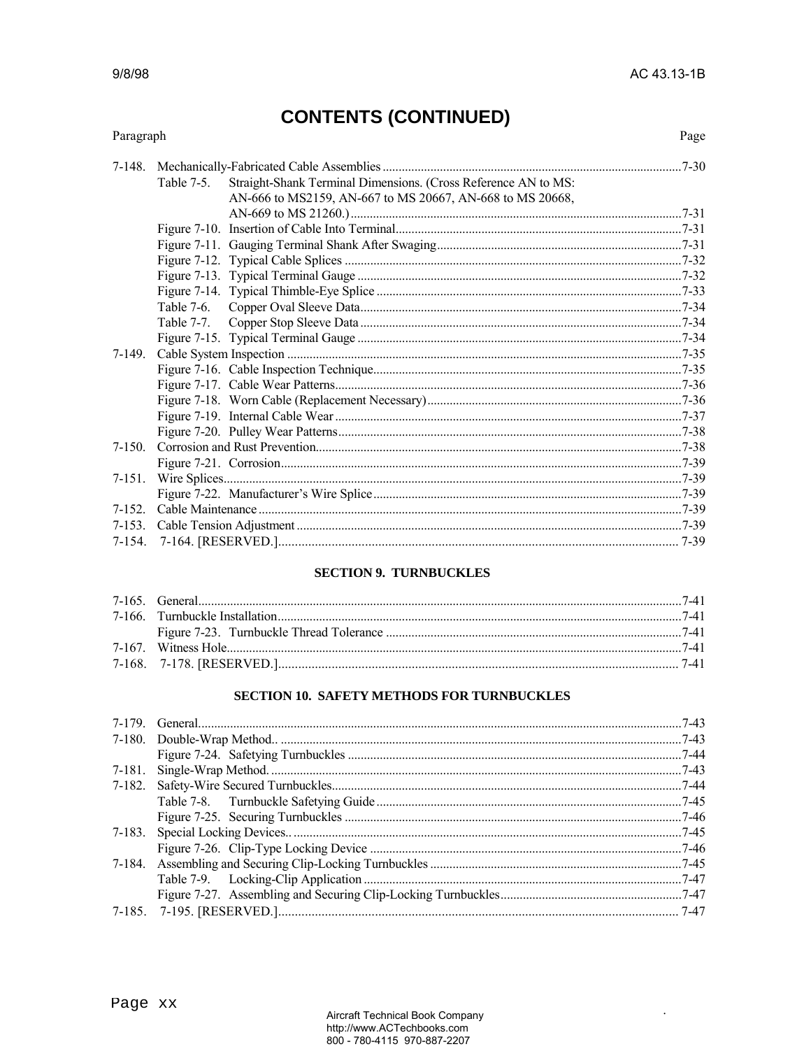# CONTENTS (CONTINUED)

| Paragraph | | Page |
|---|---|---|
| 7-148. | Mechanically-Fabricated Cable Assemblies | 7-30 |
| | Table 7-5. Straight-Shank Terminal Dimensions. (Cross Reference AN to MS: AN-666 to MS2159, AN-667 to MS 20667, AN-668 to MS 20668, AN-669 to MS 21260.) | 7-31 |
| | Figure 7-10. Insertion of Cable Into Terminal | 7-31 |
| | Figure 7-11. Gauging Terminal Shank After Swaging | 7-31 |
| | Figure 7-12. Typical Cable Splices | 7-32 |
| | Figure 7-13. Typical Terminal Gauge | 7-32 |
| | Figure 7-14. Typical Thimble-Eye Splice | 7-33 |
| | Table 7-6. Copper Oval Sleeve Data | 7-34 |
| | Table 7-7. Copper Stop Sleeve Data | 7-34 |
| | Figure 7-15. Typical Terminal Gauge | 7-34 |
| 7-149. | Cable System Inspection | 7-35 |
| | Figure 7-16. Cable Inspection Technique | 7-35 |
| | Figure 7-17. Cable Wear Patterns | 7-36 |
| | Figure 7-18. Worn Cable (Replacement Necessary) | 7-36 |
| | Figure 7-19. Internal Cable Wear | 7-37 |
| | Figure 7-20. Pulley Wear Patterns | 7-38 |
| 7-150. | Corrosion and Rust Prevention | 7-38 |
| | Figure 7-21. Corrosion | 7-39 |
| 7-151. | Wire Splices | 7-39 |
| | Figure 7-22. Manufacturer's Wire Splice | 7-39 |
| 7-152. | Cable Maintenance | 7-39 |
| 7-153. | Cable Tension Adjustment | 7-39 |
| 7-154. | 7-164. [RESERVED.] | 7-39 |

## SECTION 9. TURNBUCKLES

| Paragraph | | Page |
|---|---|---|
| 7-165. | General | 7-41 |
| 7-166. | Turnbuckle Installation | 7-41 |
| | Figure 7-23. Turnbuckle Thread Tolerance | 7-41 |
| 7-167. | Witness Hole | 7-41 |
| 7-168. | 7-178. [RESERVED.] | 7-41 |

## SECTION 10. SAFETY METHODS FOR TURNBUCKLES

| Paragraph | | Page |
|---|---|---|
| 7-179. | General | 7-43 |
| 7-180. | Double-Wrap Method.. | 7-43 |
| | Figure 7-24. Safetying Turnbuckles | 7-44 |
| 7-181. | Single-Wrap Method. | 7-43 |
| 7-182. | Safety-Wire Secured Turnbuckles | 7-44 |
| | Table 7-8. Turnbuckle Safetying Guide | 7-45 |
| | Figure 7-25. Securing Turnbuckles | 7-46 |
| 7-183. | Special Locking Devices.. | 7-45 |
| | Figure 7-26. Clip-Type Locking Device | 7-46 |
| 7-184. | Assembling and Securing Clip-Locking Turnbuckles | 7-45 |
| | Table 7-9. Locking-Clip Application | 7-47 |
| | Figure 7-27. Assembling and Securing Clip-Locking Turnbuckles | 7-47 |
| 7-185. | 7-195. [RESERVED.] | 7-47 |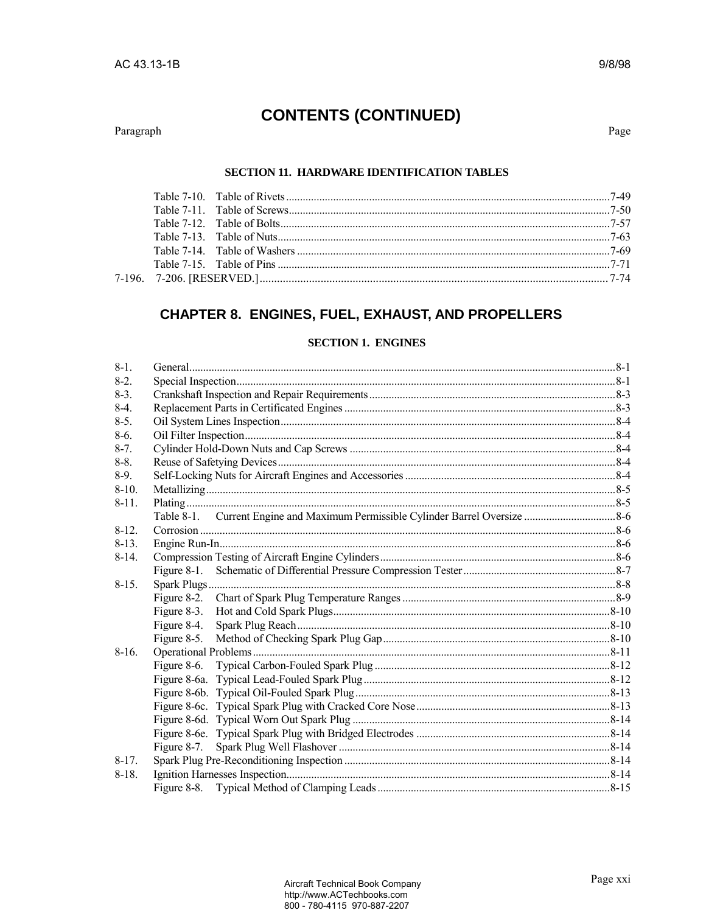# CONTENTS (CONTINUED)

Paragraph | Page

### SECTION 11. HARDWARE IDENTIFICATION TABLES

| Paragraph | Title | Page |
|---|---|---|
| | Table 7-10. Table of Rivets | 7-49 |
| | Table 7-11. Table of Screws | 7-50 |
| | Table 7-12. Table of Bolts | 7-57 |
| | Table 7-13. Table of Nuts | 7-63 |
| | Table 7-14. Table of Washers | 7-69 |
| | Table 7-15. Table of Pins | 7-71 |
| 7-196. | 7-206. [RESERVED.] | 7-74 |

## CHAPTER 8. ENGINES, FUEL, EXHAUST, AND PROPELLERS

### SECTION 1. ENGINES

| Paragraph | Title | Page |
|---|---|---|
| 8-1. | General | 8-1 |
| 8-2. | Special Inspection | 8-1 |
| 8-3. | Crankshaft Inspection and Repair Requirements | 8-3 |
| 8-4. | Replacement Parts in Certificated Engines | 8-3 |
| 8-5. | Oil System Lines Inspection | 8-4 |
| 8-6. | Oil Filter Inspection | 8-4 |
| 8-7. | Cylinder Hold-Down Nuts and Cap Screws | 8-4 |
| 8-8. | Reuse of Safetying Devices | 8-4 |
| 8-9. | Self-Locking Nuts for Aircraft Engines and Accessories | 8-4 |
| 8-10. | Metallizing | 8-5 |
| 8-11. | Plating | 8-5 |
| | Table 8-1. Current Engine and Maximum Permissible Cylinder Barrel Oversize | 8-6 |
| 8-12. | Corrosion | 8-6 |
| 8-13. | Engine Run-In | 8-6 |
| 8-14. | Compression Testing of Aircraft Engine Cylinders | 8-6 |
| | Figure 8-1. Schematic of Differential Pressure Compression Tester | 8-7 |
| 8-15. | Spark Plugs | 8-8 |
| | Figure 8-2. Chart of Spark Plug Temperature Ranges | 8-9 |
| | Figure 8-3. Hot and Cold Spark Plugs | 8-10 |
| | Figure 8-4. Spark Plug Reach | 8-10 |
| | Figure 8-5. Method of Checking Spark Plug Gap | 8-10 |
| 8-16. | Operational Problems | 8-11 |
| | Figure 8-6. Typical Carbon-Fouled Spark Plug | 8-12 |
| | Figure 8-6a. Typical Lead-Fouled Spark Plug | 8-12 |
| | Figure 8-6b. Typical Oil-Fouled Spark Plug | 8-13 |
| | Figure 8-6c. Typical Spark Plug with Cracked Core Nose | 8-13 |
| | Figure 8-6d. Typical Worn Out Spark Plug | 8-14 |
| | Figure 8-6e. Typical Spark Plug with Bridged Electrodes | 8-14 |
| | Figure 8-7. Spark Plug Well Flashover | 8-14 |
| 8-17. | Spark Plug Pre-Reconditioning Inspection | 8-14 |
| 8-18. | Ignition Harnesses Inspection | 8-14 |
| | Figure 8-8. Typical Method of Clamping Leads | 8-15 |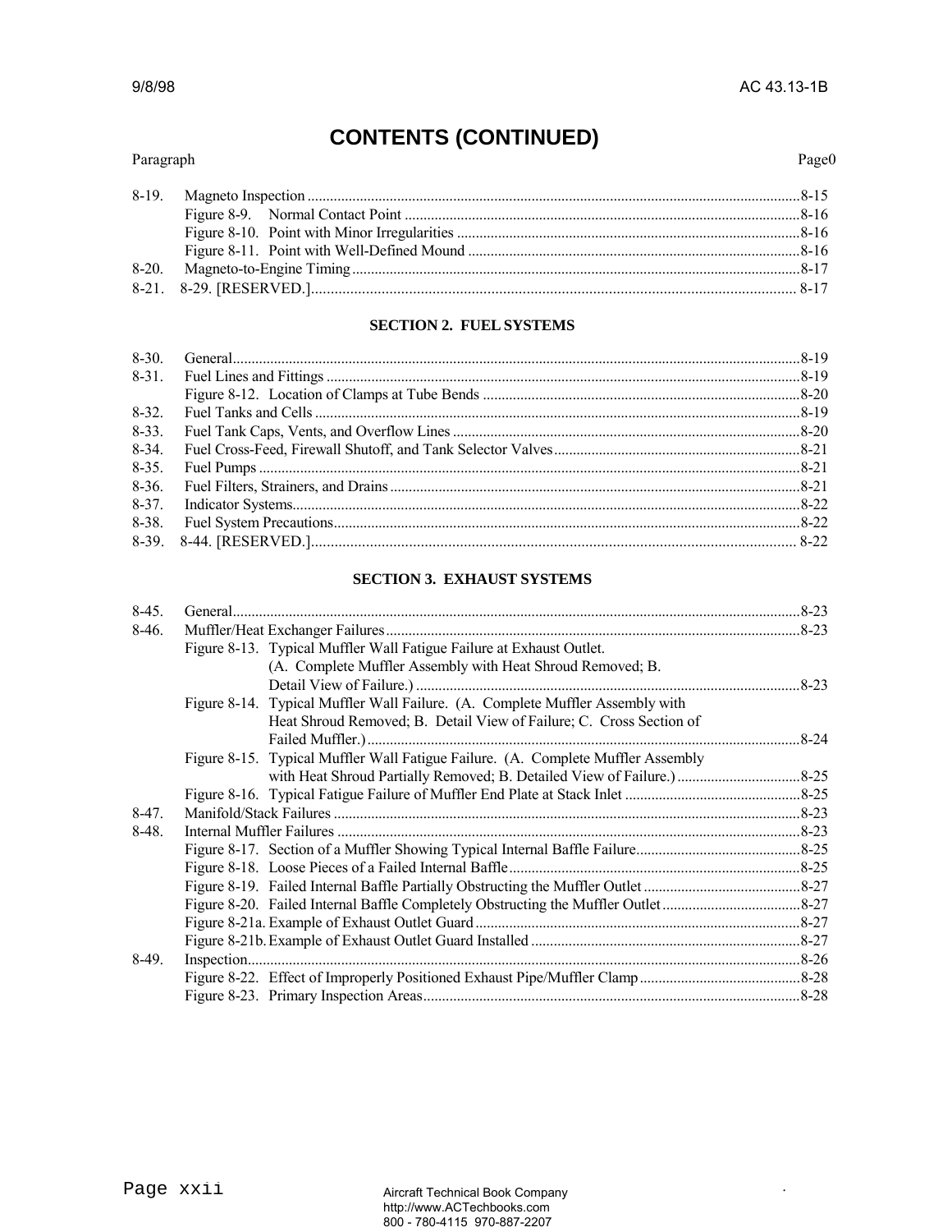# CONTENTS (CONTINUED)

| Paragraph | | Page0 |
|---|---|---|
| 8-19. | Magneto Inspection | 8-15 |
| | Figure 8-9. Normal Contact Point | 8-16 |
| | Figure 8-10. Point with Minor Irregularities | 8-16 |
| | Figure 8-11. Point with Well-Defined Mound | 8-16 |
| 8-20. | Magneto-to-Engine Timing | 8-17 |
| 8-21. | 8-29. [RESERVED.] | 8-17 |

## SECTION 2. FUEL SYSTEMS

| | | |
|---|---|---|
| 8-30. | General | 8-19 |
| 8-31. | Fuel Lines and Fittings | 8-19 |
| | Figure 8-12. Location of Clamps at Tube Bends | 8-20 |
| 8-32. | Fuel Tanks and Cells | 8-19 |
| 8-33. | Fuel Tank Caps, Vents, and Overflow Lines | 8-20 |
| 8-34. | Fuel Cross-Feed, Firewall Shutoff, and Tank Selector Valves | 8-21 |
| 8-35. | Fuel Pumps | 8-21 |
| 8-36. | Fuel Filters, Strainers, and Drains | 8-21 |
| 8-37. | Indicator Systems | 8-22 |
| 8-38. | Fuel System Precautions | 8-22 |
| 8-39. | 8-44. [RESERVED.] | 8-22 |

## SECTION 3. EXHAUST SYSTEMS

| | | |
|---|---|---|
| 8-45. | General | 8-23 |
| 8-46. | Muffler/Heat Exchanger Failures | 8-23 |
| | Figure 8-13. Typical Muffler Wall Fatigue Failure at Exhaust Outlet. (A. Complete Muffler Assembly with Heat Shroud Removed; B. Detail View of Failure.) | 8-23 |
| | Figure 8-14. Typical Muffler Wall Failure. (A. Complete Muffler Assembly with Heat Shroud Removed; B. Detail View of Failure; C. Cross Section of Failed Muffler.) | 8-24 |
| | Figure 8-15. Typical Muffler Wall Fatigue Failure. (A. Complete Muffler Assembly with Heat Shroud Partially Removed; B. Detailed View of Failure.) | 8-25 |
| | Figure 8-16. Typical Fatigue Failure of Muffler End Plate at Stack Inlet | 8-25 |
| 8-47. | Manifold/Stack Failures | 8-23 |
| 8-48. | Internal Muffler Failures | 8-23 |
| | Figure 8-17. Section of a Muffler Showing Typical Internal Baffle Failure | 8-25 |
| | Figure 8-18. Loose Pieces of a Failed Internal Baffle | 8-25 |
| | Figure 8-19. Failed Internal Baffle Partially Obstructing the Muffler Outlet | 8-27 |
| | Figure 8-20. Failed Internal Baffle Completely Obstructing the Muffler Outlet | 8-27 |
| | Figure 8-21a. Example of Exhaust Outlet Guard | 8-27 |
| | Figure 8-21b. Example of Exhaust Outlet Guard Installed | 8-27 |
| 8-49. | Inspection | 8-26 |
| | Figure 8-22. Effect of Improperly Positioned Exhaust Pipe/Muffler Clamp | 8-28 |
| | Figure 8-23. Primary Inspection Areas | 8-28 |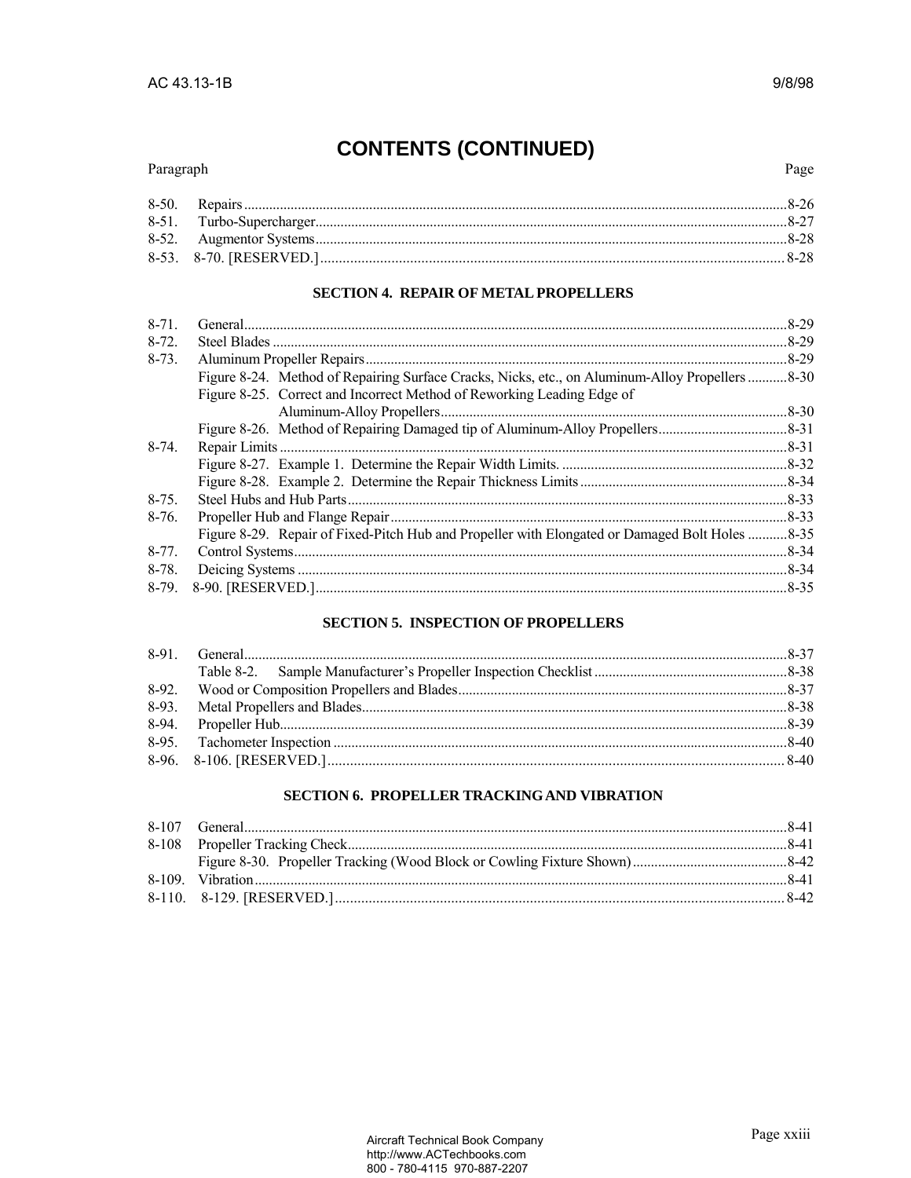## CONTENTS (CONTINUED)

| Paragraph | | Page |
|---|---|---|
| 8-50. | Repairs | 8-26 |
| 8-51. | Turbo-Supercharger | 8-27 |
| 8-52. | Augmentor Systems | 8-28 |
| 8-53. | 8-70. [RESERVED.] | 8-28 |

### SECTION 4. REPAIR OF METAL PROPELLERS

| Paragraph | | Page |
|---|---|---|
| 8-71. | General | 8-29 |
| 8-72. | Steel Blades | 8-29 |
| 8-73. | Aluminum Propeller Repairs | 8-29 |
| | Figure 8-24. Method of Repairing Surface Cracks, Nicks, etc., on Aluminum-Alloy Propellers | 8-30 |
| | Figure 8-25. Correct and Incorrect Method of Reworking Leading Edge of Aluminum-Alloy Propellers | 8-30 |
| | Figure 8-26. Method of Repairing Damaged tip of Aluminum-Alloy Propellers | 8-31 |
| 8-74. | Repair Limits | 8-31 |
| | Figure 8-27. Example 1. Determine the Repair Width Limits. | 8-32 |
| | Figure 8-28. Example 2. Determine the Repair Thickness Limits | 8-34 |
| 8-75. | Steel Hubs and Hub Parts | 8-33 |
| 8-76. | Propeller Hub and Flange Repair | 8-33 |
| | Figure 8-29. Repair of Fixed-Pitch Hub and Propeller with Elongated or Damaged Bolt Holes | 8-35 |
| 8-77. | Control Systems | 8-34 |
| 8-78. | Deicing Systems | 8-34 |
| 8-79. | 8-90. [RESERVED.] | 8-35 |

### SECTION 5. INSPECTION OF PROPELLERS

| Paragraph | | Page |
|---|---|---|
| 8-91. | General | 8-37 |
| | Table 8-2. Sample Manufacturer's Propeller Inspection Checklist | 8-38 |
| 8-92. | Wood or Composition Propellers and Blades | 8-37 |
| 8-93. | Metal Propellers and Blades | 8-38 |
| 8-94. | Propeller Hub | 8-39 |
| 8-95. | Tachometer Inspection | 8-40 |
| 8-96. | 8-106. [RESERVED.] | 8-40 |

### SECTION 6. PROPELLER TRACKING AND VIBRATION

| Paragraph | | Page |
|---|---|---|
| 8-107 | General | 8-41 |
| 8-108 | Propeller Tracking Check | 8-41 |
| | Figure 8-30. Propeller Tracking (Wood Block or Cowling Fixture Shown) | 8-42 |
| 8-109. | Vibration | 8-41 |
| 8-110. | 8-129. [RESERVED.] | 8-42 |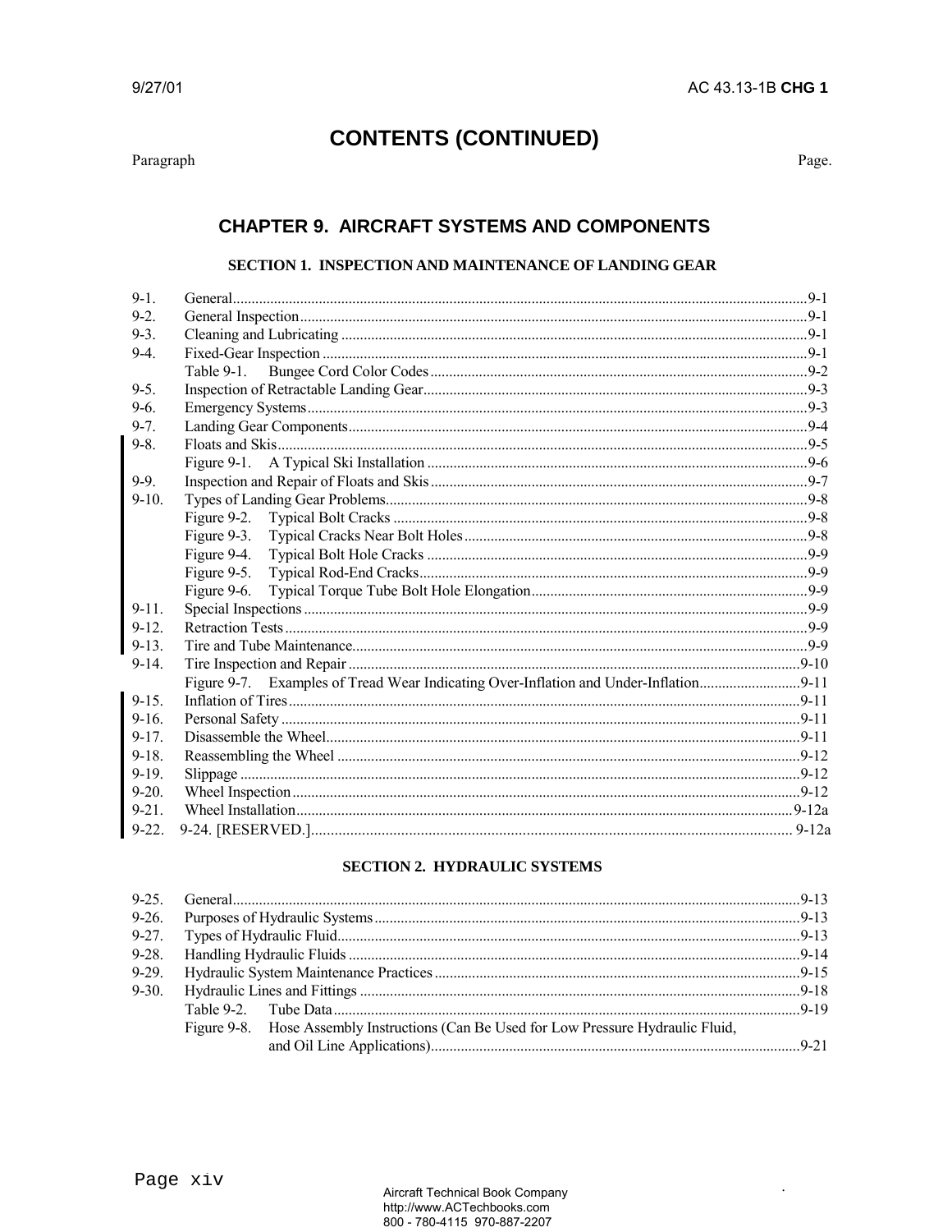# CONTENTS (CONTINUED)

Paragraph Page.

## CHAPTER 9. AIRCRAFT SYSTEMS AND COMPONENTS

### SECTION 1. INSPECTION AND MAINTENANCE OF LANDING GEAR

| | | |
|---|---|---|
| 9-1. | General | 9-1 |
| 9-2. | General Inspection | 9-1 |
| 9-3. | Cleaning and Lubricating | 9-1 |
| 9-4. | Fixed-Gear Inspection | 9-1 |
| | Table 9-1. Bungee Cord Color Codes | 9-2 |
| 9-5. | Inspection of Retractable Landing Gear | 9-3 |
| 9-6. | Emergency Systems | 9-3 |
| 9-7. | Landing Gear Components | 9-4 |
| 9-8. | Floats and Skis | 9-5 |
| | Figure 9-1. A Typical Ski Installation | 9-6 |
| 9-9. | Inspection and Repair of Floats and Skis | 9-7 |
| 9-10. | Types of Landing Gear Problems | 9-8 |
| | Figure 9-2. Typical Bolt Cracks | 9-8 |
| | Figure 9-3. Typical Cracks Near Bolt Holes | 9-8 |
| | Figure 9-4. Typical Bolt Hole Cracks | 9-9 |
| | Figure 9-5. Typical Rod-End Cracks | 9-9 |
| | Figure 9-6. Typical Torque Tube Bolt Hole Elongation | 9-9 |
| 9-11. | Special Inspections | 9-9 |
| 9-12. | Retraction Tests | 9-9 |
| 9-13. | Tire and Tube Maintenance | 9-9 |
| 9-14. | Tire Inspection and Repair | 9-10 |
| | Figure 9-7. Examples of Tread Wear Indicating Over-Inflation and Under-Inflation | 9-11 |
| 9-15. | Inflation of Tires | 9-11 |
| 9-16. | Personal Safety | 9-11 |
| 9-17. | Disassemble the Wheel | 9-11 |
| 9-18. | Reassembling the Wheel | 9-12 |
| 9-19. | Slippage | 9-12 |
| 9-20. | Wheel Inspection | 9-12 |
| 9-21. | Wheel Installation | 9-12a |
| 9-22. | 9-24. [RESERVED.] | 9-12a |

### SECTION 2. HYDRAULIC SYSTEMS

| | | |
|---|---|---|
| 9-25. | General | 9-13 |
| 9-26. | Purposes of Hydraulic Systems | 9-13 |
| 9-27. | Types of Hydraulic Fluid | 9-13 |
| 9-28. | Handling Hydraulic Fluids | 9-14 |
| 9-29. | Hydraulic System Maintenance Practices | 9-15 |
| 9-30. | Hydraulic Lines and Fittings | 9-18 |
| | Table 9-2. Tube Data | 9-19 |
| | Figure 9-8. Hose Assembly Instructions (Can Be Used for Low Pressure Hydraulic Fluid, and Oil Line Applications) | 9-21 |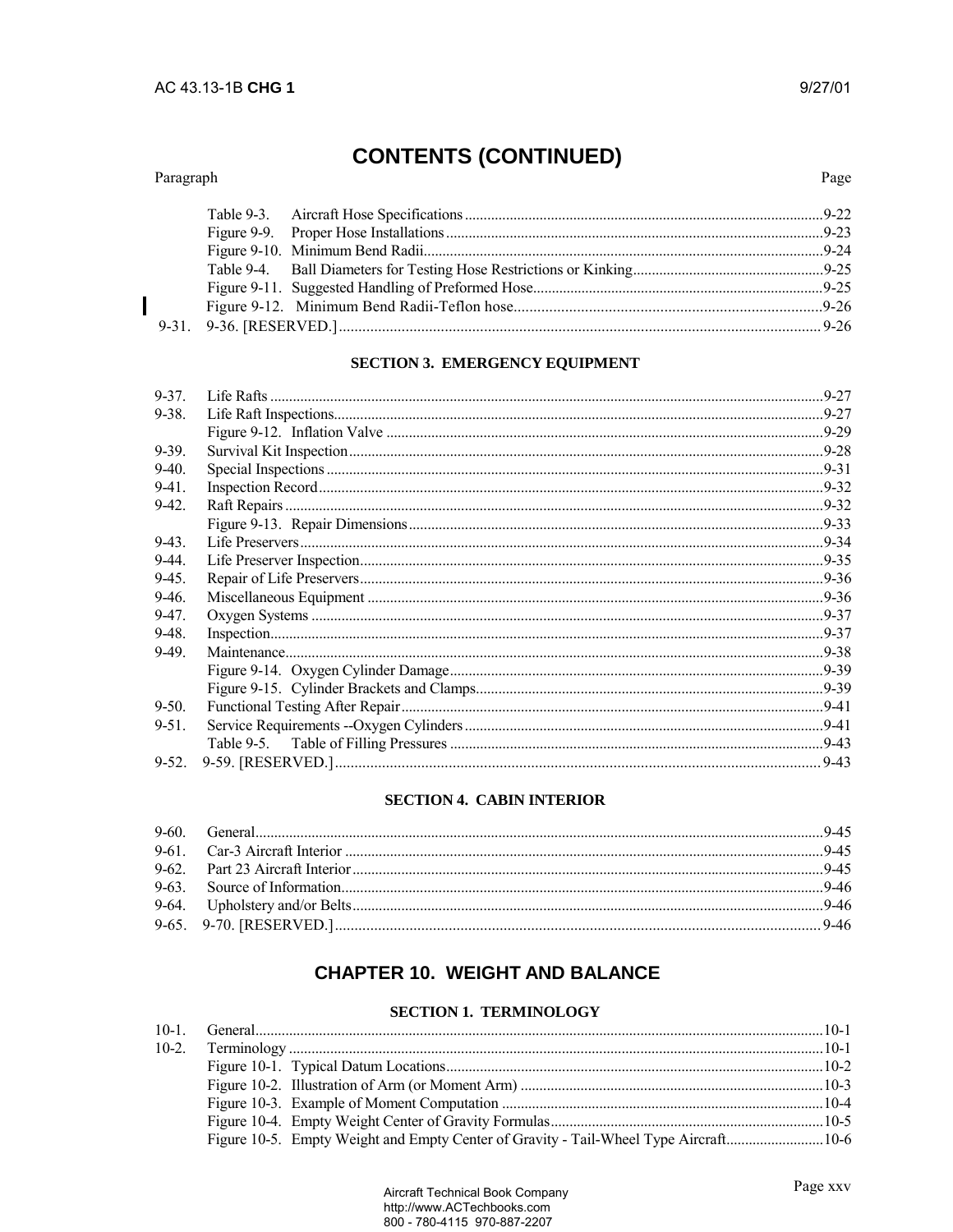# CONTENTS (CONTINUED)

| Paragraph | | Page |
|---|---|---|
| | Table 9-3. Aircraft Hose Specifications | 9-22 |
| | Figure 9-9. Proper Hose Installations | 9-23 |
| | Figure 9-10. Minimum Bend Radii | 9-24 |
| | Table 9-4. Ball Diameters for Testing Hose Restrictions or Kinking | 9-25 |
| | Figure 9-11. Suggested Handling of Preformed Hose | 9-25 |
| | Figure 9-12. Minimum Bend Radii-Teflon hose | 9-26 |
| 9-31. | 9-36. [RESERVED.] | 9-26 |

### SECTION 3. EMERGENCY EQUIPMENT

| Paragraph | | Page |
|---|---|---|
| 9-37. | Life Rafts | 9-27 |
| 9-38. | Life Raft Inspections | 9-27 |
| | Figure 9-12. Inflation Valve | 9-29 |
| 9-39. | Survival Kit Inspection | 9-28 |
| 9-40. | Special Inspections | 9-31 |
| 9-41. | Inspection Record | 9-32 |
| 9-42. | Raft Repairs | 9-32 |
| | Figure 9-13. Repair Dimensions | 9-33 |
| 9-43. | Life Preservers | 9-34 |
| 9-44. | Life Preserver Inspection | 9-35 |
| 9-45. | Repair of Life Preservers | 9-36 |
| 9-46. | Miscellaneous Equipment | 9-36 |
| 9-47. | Oxygen Systems | 9-37 |
| 9-48. | Inspection | 9-37 |
| 9-49. | Maintenance | 9-38 |
| | Figure 9-14. Oxygen Cylinder Damage | 9-39 |
| | Figure 9-15. Cylinder Brackets and Clamps | 9-39 |
| 9-50. | Functional Testing After Repair | 9-41 |
| 9-51. | Service Requirements --Oxygen Cylinders | 9-41 |
| | Table 9-5. Table of Filling Pressures | 9-43 |
| 9-52. | 9-59. [RESERVED.] | 9-43 |

### SECTION 4. CABIN INTERIOR

| Paragraph | | Page |
|---|---|---|
| 9-60. | General | 9-45 |
| 9-61. | Car-3 Aircraft Interior | 9-45 |
| 9-62. | Part 23 Aircraft Interior | 9-45 |
| 9-63. | Source of Information | 9-46 |
| 9-64. | Upholstery and/or Belts | 9-46 |
| 9-65. | 9-70. [RESERVED.] | 9-46 |

## CHAPTER 10. WEIGHT AND BALANCE

### SECTION 1. TERMINOLOGY

| Paragraph | | Page |
|---|---|---|
| 10-1. | General | 10-1 |
| 10-2. | Terminology | 10-1 |
| | Figure 10-1. Typical Datum Locations | 10-2 |
| | Figure 10-2. Illustration of Arm (or Moment Arm) | 10-3 |
| | Figure 10-3. Example of Moment Computation | 10-4 |
| | Figure 10-4. Empty Weight Center of Gravity Formulas | 10-5 |
| | Figure 10-5. Empty Weight and Empty Center of Gravity - Tail-Wheel Type Aircraft | 10-6 |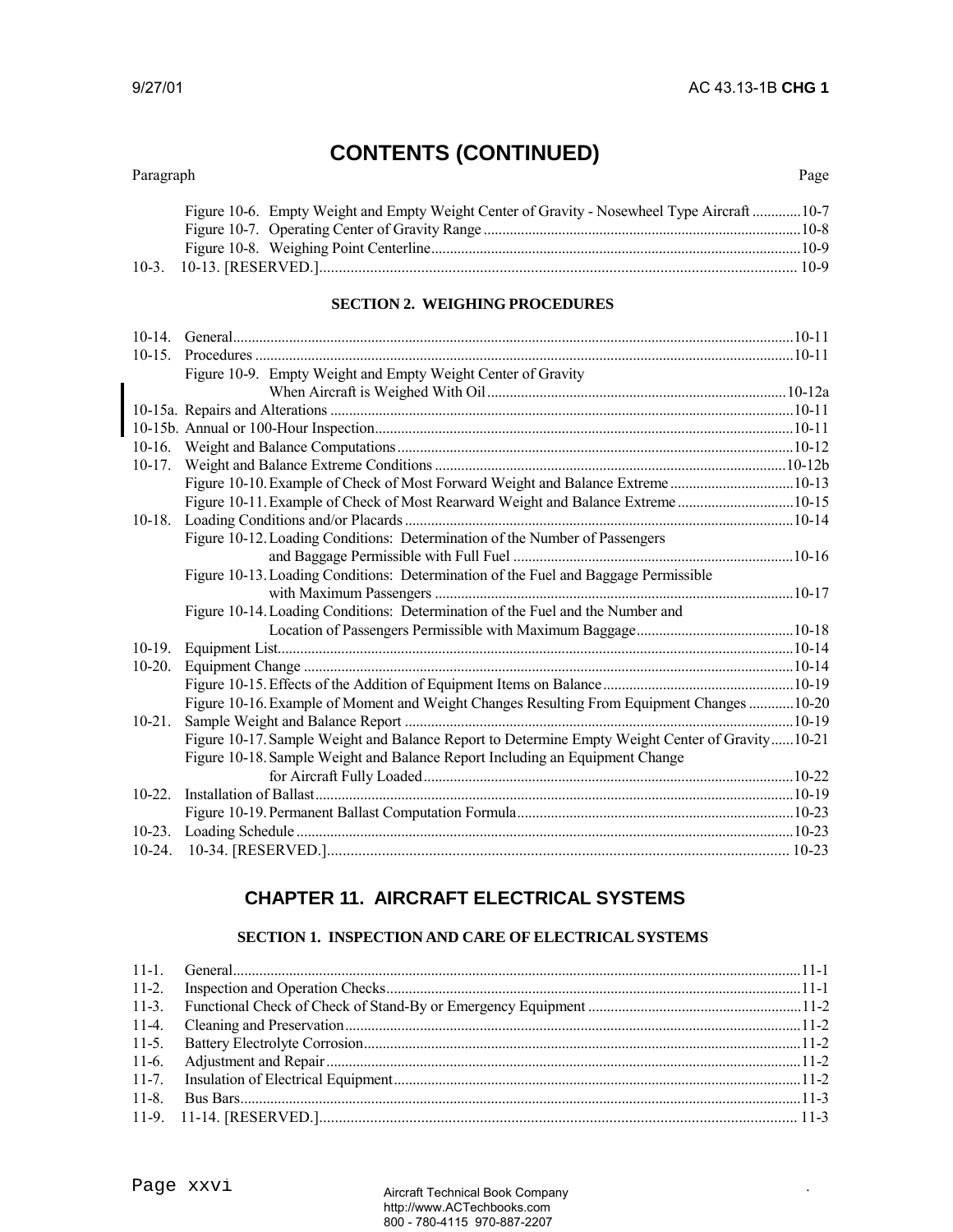# CONTENTS (CONTINUED)

Paragraph Page

- Figure 10-6. Empty Weight and Empty Weight Center of Gravity - Nosewheel Type Aircraft ............10-7
- Figure 10-7. Operating Center of Gravity Range ....................................................................................10-8
- Figure 10-8. Weighing Point Centerline..................................................................................................10-9

10-3. 10-13. [RESERVED.]........................................................................................................... 10-9

## SECTION 2. WEIGHING PROCEDURES

10-14. General....................................................................................................................................10-11

10-15. Procedures ..............................................................................................................................10-11

- Figure 10-9. Empty Weight and Empty Weight Center of Gravity When Aircraft is Weighed With Oil................................................................................10-12a

10-15a. Repairs and Alterations ..........................................................................................................10-11

10-15b. Annual or 100-Hour Inspection...............................................................................................10-11

10-16. Weight and Balance Computations.........................................................................................10-12

10-17. Weight and Balance Extreme Conditions .............................................................................10-12b

- Figure 10-10. Example of Check of Most Forward Weight and Balance Extreme.................................10-13
- Figure 10-11. Example of Check of Most Rearward Weight and Balance Extreme...............................10-15

10-18. Loading Conditions and/or Placards.......................................................................................10-14

- Figure 10-12. Loading Conditions: Determination of the Number of Passengers and Baggage Permissible with Full Fuel ...........................................................................10-16
- Figure 10-13. Loading Conditions: Determination of the Fuel and Baggage Permissible with Maximum Passengers ...............................................................................................10-17
- Figure 10-14. Loading Conditions: Determination of the Fuel and the Number and Location of Passengers Permissible with Maximum Baggage..........................................10-18

10-19. Equipment List........................................................................................................................10-14

10-20. Equipment Change .................................................................................................................10-14

- Figure 10-15. Effects of the Addition of Equipment Items on Balance..................................................10-19
- Figure 10-16. Example of Moment and Weight Changes Resulting From Equipment Changes ............10-20

10-21. Sample Weight and Balance Report .......................................................................................10-19

- Figure 10-17. Sample Weight and Balance Report to Determine Empty Weight Center of Gravity......10-21
- Figure 10-18. Sample Weight and Balance Report Including an Equipment Change for Aircraft Fully Loaded..................................................................................................10-22

10-22. Installation of Ballast...............................................................................................................10-19

- Figure 10-19. Permanent Ballast Computation Formula..........................................................................10-23

10-23. Loading Schedule ...................................................................................................................10-23

10-24. 10-34. [RESERVED.]....................................................................................................... 10-23

# CHAPTER 11. AIRCRAFT ELECTRICAL SYSTEMS

## SECTION 1. INSPECTION AND CARE OF ELECTRICAL SYSTEMS

11-1. General.......................................................................................................................................11-1

11-2. Inspection and Operation Checks.............................................................................................11-1

11-3. Functional Check of Check of Stand-By or Emergency Equipment .........................................11-2

11-4. Cleaning and Preservation........................................................................................................11-2

11-5. Battery Electrolyte Corrosion...................................................................................................11-2

11-6. Adjustment and Repair.............................................................................................................11-2

11-7. Insulation of Electrical Equipment...........................................................................................11-2

11-8. Bus Bars....................................................................................................................................11-3

11-9. 11-14. [RESERVED.]........................................................................................................... 11-3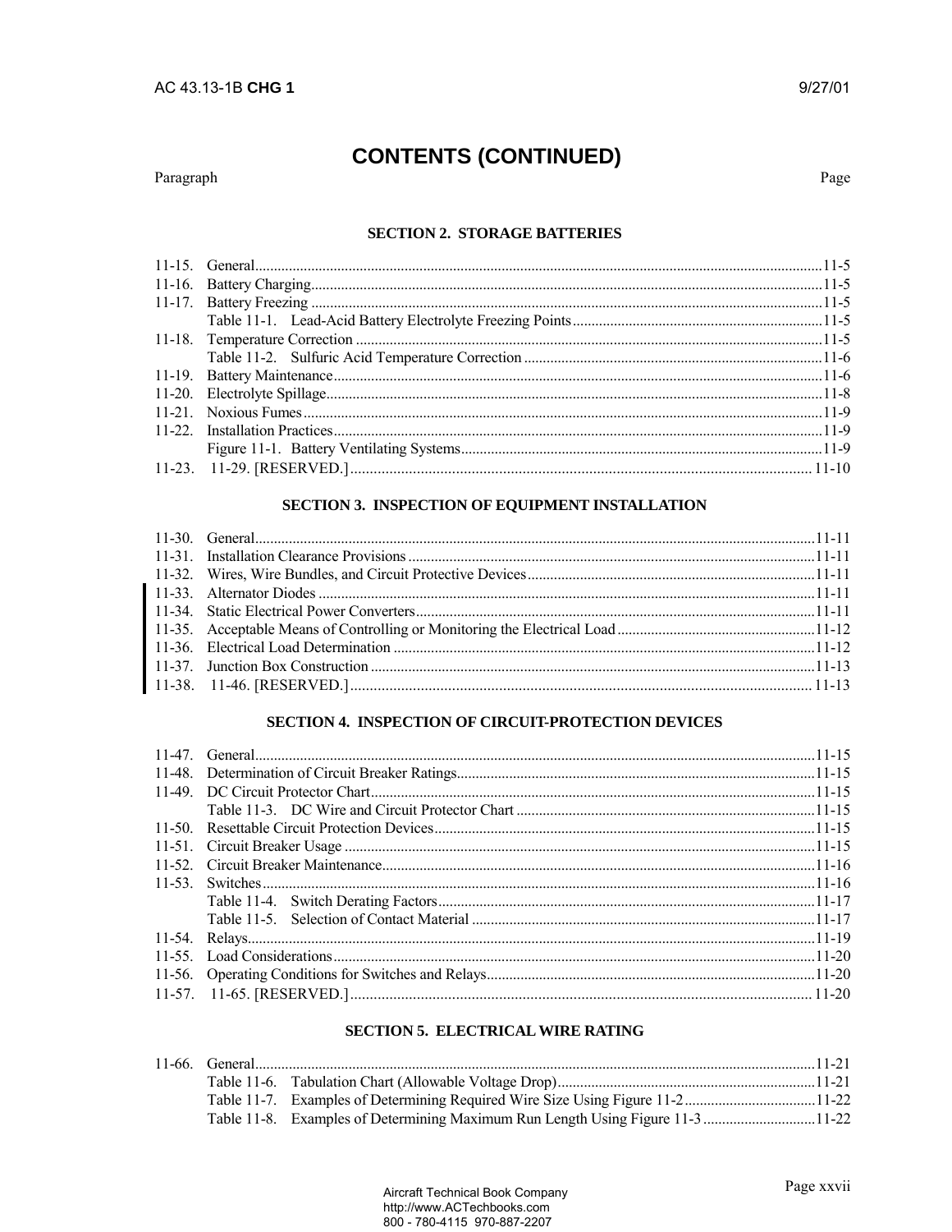# CONTENTS (CONTINUED)

Paragraph | Page

## SECTION 2. STORAGE BATTERIES

| Paragraph | Title | Page |
|---|---|---|
| 11-15. | General | 11-5 |
| 11-16. | Battery Charging | 11-5 |
| 11-17. | Battery Freezing | 11-5 |
| | Table 11-1. Lead-Acid Battery Electrolyte Freezing Points | 11-5 |
| 11-18. | Temperature Correction | 11-5 |
| | Table 11-2. Sulfuric Acid Temperature Correction | 11-6 |
| 11-19. | Battery Maintenance | 11-6 |
| 11-20. | Electrolyte Spillage | 11-8 |
| 11-21. | Noxious Fumes | 11-9 |
| 11-22. | Installation Practices | 11-9 |
| | Figure 11-1. Battery Ventilating Systems | 11-9 |
| 11-23. | 11-29. [RESERVED.] | 11-10 |

## SECTION 3. INSPECTION OF EQUIPMENT INSTALLATION

| Paragraph | Title | Page |
|---|---|---|
| 11-30. | General | 11-11 |
| 11-31. | Installation Clearance Provisions | 11-11 |
| 11-32. | Wires, Wire Bundles, and Circuit Protective Devices | 11-11 |
| 11-33. | Alternator Diodes | 11-11 |
| 11-34. | Static Electrical Power Converters | 11-11 |
| 11-35. | Acceptable Means of Controlling or Monitoring the Electrical Load | 11-12 |
| 11-36. | Electrical Load Determination | 11-12 |
| 11-37. | Junction Box Construction | 11-13 |
| 11-38. | 11-46. [RESERVED.] | 11-13 |

## SECTION 4. INSPECTION OF CIRCUIT-PROTECTION DEVICES

| Paragraph | Title | Page |
|---|---|---|
| 11-47. | General | 11-15 |
| 11-48. | Determination of Circuit Breaker Ratings | 11-15 |
| 11-49. | DC Circuit Protector Chart | 11-15 |
| | Table 11-3. DC Wire and Circuit Protector Chart | 11-15 |
| 11-50. | Resettable Circuit Protection Devices | 11-15 |
| 11-51. | Circuit Breaker Usage | 11-15 |
| 11-52. | Circuit Breaker Maintenance | 11-16 |
| 11-53. | Switches | 11-16 |
| | Table 11-4. Switch Derating Factors | 11-17 |
| | Table 11-5. Selection of Contact Material | 11-17 |
| 11-54. | Relays | 11-19 |
| 11-55. | Load Considerations | 11-20 |
| 11-56. | Operating Conditions for Switches and Relays | 11-20 |
| 11-57. | 11-65. [RESERVED.] | 11-20 |

## SECTION 5. ELECTRICAL WIRE RATING

| Paragraph | Title | Page |
|---|---|---|
| 11-66. | General | 11-21 |
| | Table 11-6. Tabulation Chart (Allowable Voltage Drop) | 11-21 |
| | Table 11-7. Examples of Determining Required Wire Size Using Figure 11-2 | 11-22 |
| | Table 11-8. Examples of Determining Maximum Run Length Using Figure 11-3 | 11-22 |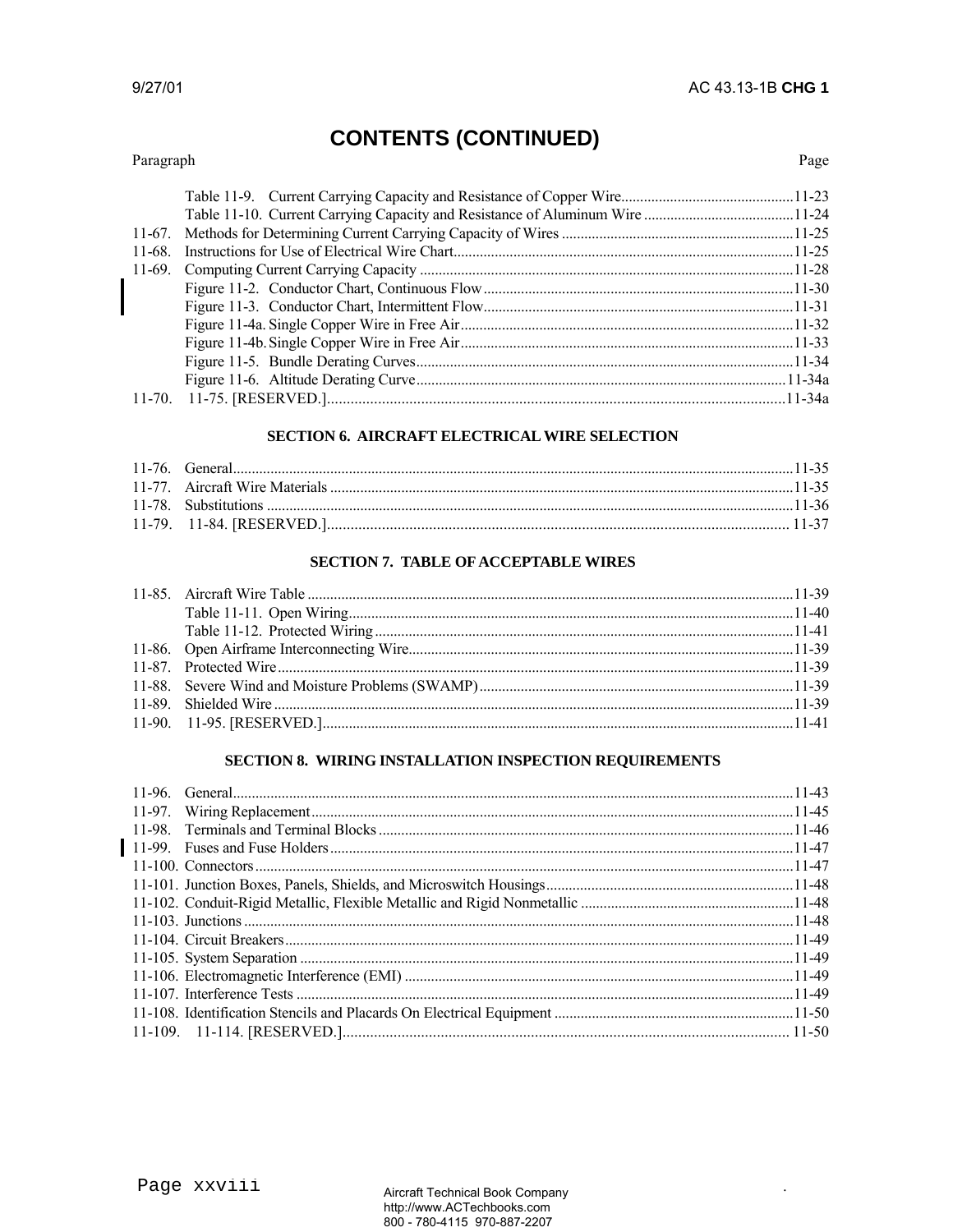# CONTENTS (CONTINUED)

| Paragraph | | Page |
|---|---|---|
| | Table 11-9. Current Carrying Capacity and Resistance of Copper Wire | 11-23 |
| | Table 11-10. Current Carrying Capacity and Resistance of Aluminum Wire | 11-24 |
| 11-67. | Methods for Determining Current Carrying Capacity of Wires | 11-25 |
| 11-68. | Instructions for Use of Electrical Wire Chart | 11-25 |
| 11-69. | Computing Current Carrying Capacity | 11-28 |
| | Figure 11-2. Conductor Chart, Continuous Flow | 11-30 |
| | Figure 11-3. Conductor Chart, Intermittent Flow | 11-31 |
| | Figure 11-4a. Single Copper Wire in Free Air | 11-32 |
| | Figure 11-4b. Single Copper Wire in Free Air | 11-33 |
| | Figure 11-5. Bundle Derating Curves | 11-34 |
| | Figure 11-6. Altitude Derating Curve | 11-34a |
| 11-70. | 11-75. [RESERVED.] | 11-34a |

## SECTION 6. AIRCRAFT ELECTRICAL WIRE SELECTION

| Paragraph | | Page |
|---|---|---|
| 11-76. | General | 11-35 |
| 11-77. | Aircraft Wire Materials | 11-35 |
| 11-78. | Substitutions | 11-36 |
| 11-79. | 11-84. [RESERVED.] | 11-37 |

## SECTION 7. TABLE OF ACCEPTABLE WIRES

| Paragraph | | Page |
|---|---|---|
| 11-85. | Aircraft Wire Table | 11-39 |
| | Table 11-11. Open Wiring | 11-40 |
| | Table 11-12. Protected Wiring | 11-41 |
| 11-86. | Open Airframe Interconnecting Wire | 11-39 |
| 11-87. | Protected Wire | 11-39 |
| 11-88. | Severe Wind and Moisture Problems (SWAMP) | 11-39 |
| 11-89. | Shielded Wire | 11-39 |
| 11-90. | 11-95. [RESERVED.] | 11-41 |

## SECTION 8. WIRING INSTALLATION INSPECTION REQUIREMENTS

| Paragraph | | Page |
|---|---|---|
| 11-96. | General | 11-43 |
| 11-97. | Wiring Replacement | 11-45 |
| 11-98. | Terminals and Terminal Blocks | 11-46 |
| 11-99. | Fuses and Fuse Holders | 11-47 |
| 11-100. | Connectors | 11-47 |
| 11-101. | Junction Boxes, Panels, Shields, and Microswitch Housings | 11-48 |
| 11-102. | Conduit-Rigid Metallic, Flexible Metallic and Rigid Nonmetallic | 11-48 |
| 11-103. | Junctions | 11-48 |
| 11-104. | Circuit Breakers | 11-49 |
| 11-105. | System Separation | 11-49 |
| 11-106. | Electromagnetic Interference (EMI) | 11-49 |
| 11-107. | Interference Tests | 11-49 |
| 11-108. | Identification Stencils and Placards On Electrical Equipment | 11-50 |
| 11-109. | 11-114. [RESERVED.] | 11-50 |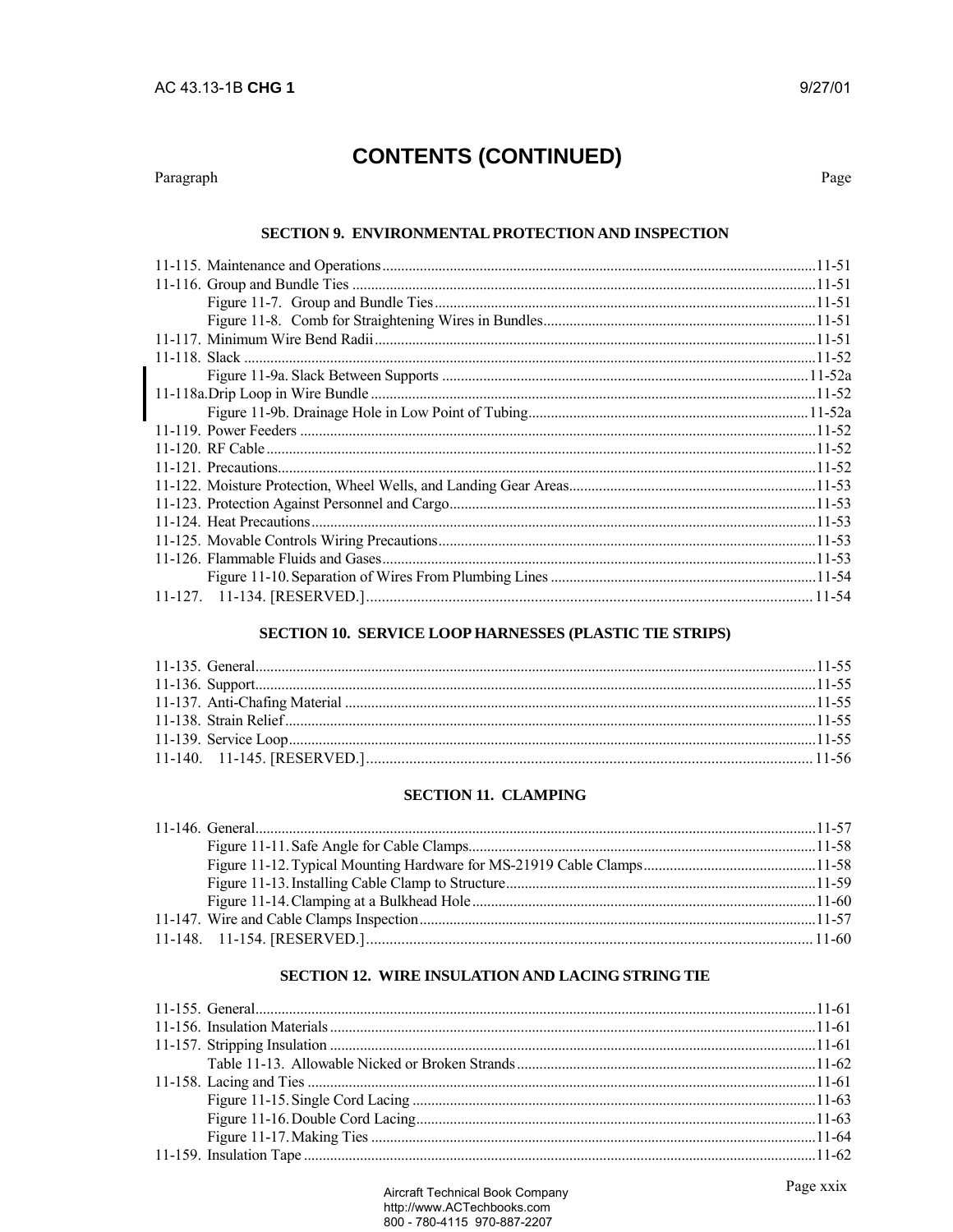# CONTENTS (CONTINUED)

Paragraph Page

## SECTION 9. ENVIRONMENTAL PROTECTION AND INSPECTION

11-115. Maintenance and Operations.......11-51
11-116. Group and Bundle Ties.......11-51
  Figure 11-7. Group and Bundle Ties.......11-51
  Figure 11-8. Comb for Straightening Wires in Bundles.......11-51
11-117. Minimum Wire Bend Radii.......11-51
11-118. Slack.......11-52
  Figure 11-9a. Slack Between Supports.......11-52a
11-118a. Drip Loop in Wire Bundle.......11-52
  Figure 11-9b. Drainage Hole in Low Point of Tubing.......11-52a
11-119. Power Feeders.......11-52
11-120. RF Cable.......11-52
11-121. Precautions.......11-52
11-122. Moisture Protection, Wheel Wells, and Landing Gear Areas.......11-53
11-123. Protection Against Personnel and Cargo.......11-53
11-124. Heat Precautions.......11-53
11-125. Movable Controls Wiring Precautions.......11-53
11-126. Flammable Fluids and Gases.......11-53
  Figure 11-10. Separation of Wires From Plumbing Lines.......11-54
11-127. 11-134. [RESERVED.].......11-54

## SECTION 10. SERVICE LOOP HARNESSES (PLASTIC TIE STRIPS)

11-135. General.......11-55
11-136. Support.......11-55
11-137. Anti-Chafing Material.......11-55
11-138. Strain Relief.......11-55
11-139. Service Loop.......11-55
11-140. 11-145. [RESERVED.].......11-56

## SECTION 11. CLAMPING

11-146. General.......11-57
  Figure 11-11. Safe Angle for Cable Clamps.......11-58
  Figure 11-12. Typical Mounting Hardware for MS-21919 Cable Clamps.......11-58
  Figure 11-13. Installing Cable Clamp to Structure.......11-59
  Figure 11-14. Clamping at a Bulkhead Hole.......11-60
11-147. Wire and Cable Clamps Inspection.......11-57
11-148. 11-154. [RESERVED.].......11-60

## SECTION 12. WIRE INSULATION AND LACING STRING TIE

11-155. General.......11-61
11-156. Insulation Materials.......11-61
11-157. Stripping Insulation.......11-61
  Table 11-13. Allowable Nicked or Broken Strands.......11-62
11-158. Lacing and Ties.......11-61
  Figure 11-15. Single Cord Lacing.......11-63
  Figure 11-16. Double Cord Lacing.......11-63
  Figure 11-17. Making Ties.......11-64
11-159. Insulation Tape.......11-62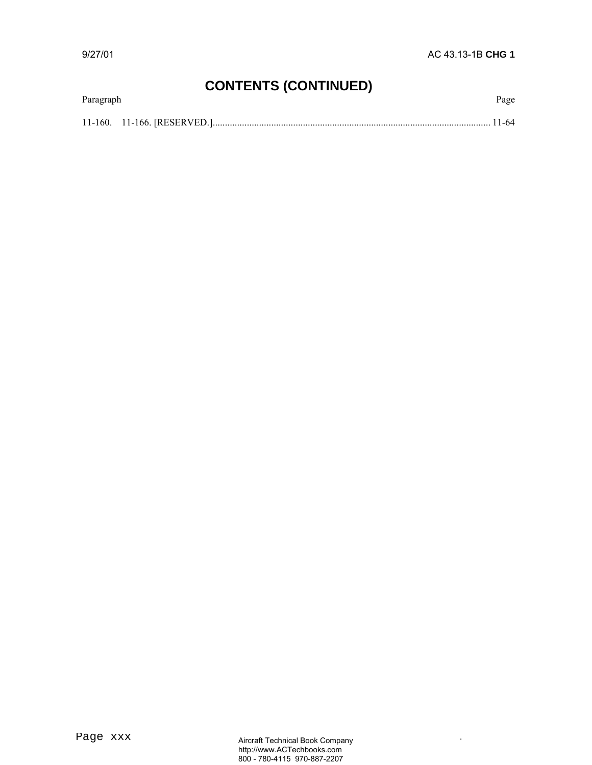# CONTENTS (CONTINUED)

| Paragraph | | Page |
|---|---|---|
| 11-160. | 11-166. [RESERVED.] | 11-64 |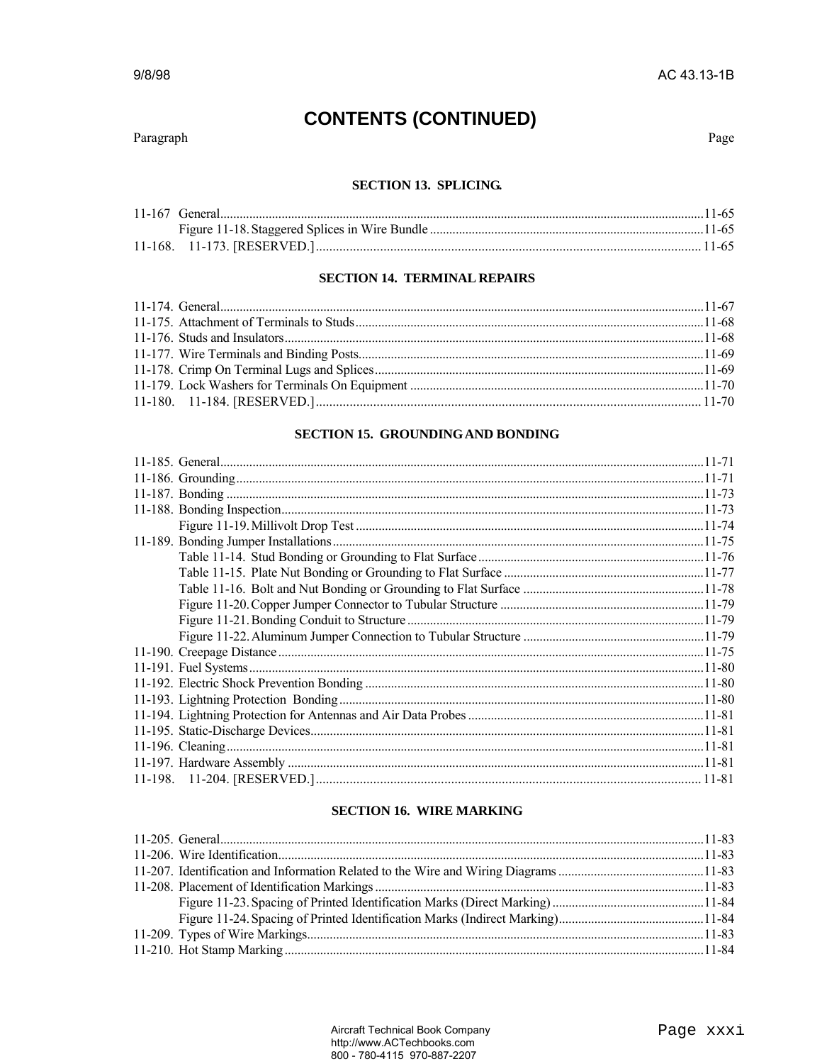# CONTENTS (CONTINUED)

Paragraph | Page

## SECTION 13. SPLICING.

11-167 General....................................................................................11-65
Figure 11-18. Staggered Splices in Wire Bundle....................................................................................11-65
11-168. 11-173. [RESERVED.]....................................................................................11-65

## SECTION 14. TERMINAL REPAIRS

11-174. General....................................................................................11-67
11-175. Attachment of Terminals to Studs....................................................................................11-68
11-176. Studs and Insulators....................................................................................11-68
11-177. Wire Terminals and Binding Posts....................................................................................11-69
11-178. Crimp On Terminal Lugs and Splices....................................................................................11-69
11-179. Lock Washers for Terminals On Equipment....................................................................................11-70
11-180. 11-184. [RESERVED.]....................................................................................11-70

## SECTION 15. GROUNDING AND BONDING

11-185. General....................................................................................11-71
11-186. Grounding....................................................................................11-71
11-187. Bonding....................................................................................11-73
11-188. Bonding Inspection....................................................................................11-73
Figure 11-19. Millivolt Drop Test....................................................................................11-74
11-189. Bonding Jumper Installations....................................................................................11-75
Table 11-14. Stud Bonding or Grounding to Flat Surface....................................................................................11-76
Table 11-15. Plate Nut Bonding or Grounding to Flat Surface....................................................................................11-77
Table 11-16. Bolt and Nut Bonding or Grounding to Flat Surface....................................................................................11-78
Figure 11-20. Copper Jumper Connector to Tubular Structure....................................................................................11-79
Figure 11-21. Bonding Conduit to Structure....................................................................................11-79
Figure 11-22. Aluminum Jumper Connection to Tubular Structure....................................................................................11-79
11-190. Creepage Distance....................................................................................11-75
11-191. Fuel Systems....................................................................................11-80
11-192. Electric Shock Prevention Bonding....................................................................................11-80
11-193. Lightning Protection Bonding....................................................................................11-80
11-194. Lightning Protection for Antennas and Air Data Probes....................................................................................11-81
11-195. Static-Discharge Devices....................................................................................11-81
11-196. Cleaning....................................................................................11-81
11-197. Hardware Assembly....................................................................................11-81
11-198. 11-204. [RESERVED.]....................................................................................11-81

## SECTION 16. WIRE MARKING

11-205. General....................................................................................11-83
11-206. Wire Identification....................................................................................11-83
11-207. Identification and Information Related to the Wire and Wiring Diagrams....................................................................................11-83
11-208. Placement of Identification Markings....................................................................................11-83
Figure 11-23. Spacing of Printed Identification Marks (Direct Marking)....................................................................................11-84
Figure 11-24. Spacing of Printed Identification Marks (Indirect Marking)....................................................................................11-84
11-209. Types of Wire Markings....................................................................................11-83
11-210. Hot Stamp Marking....................................................................................11-84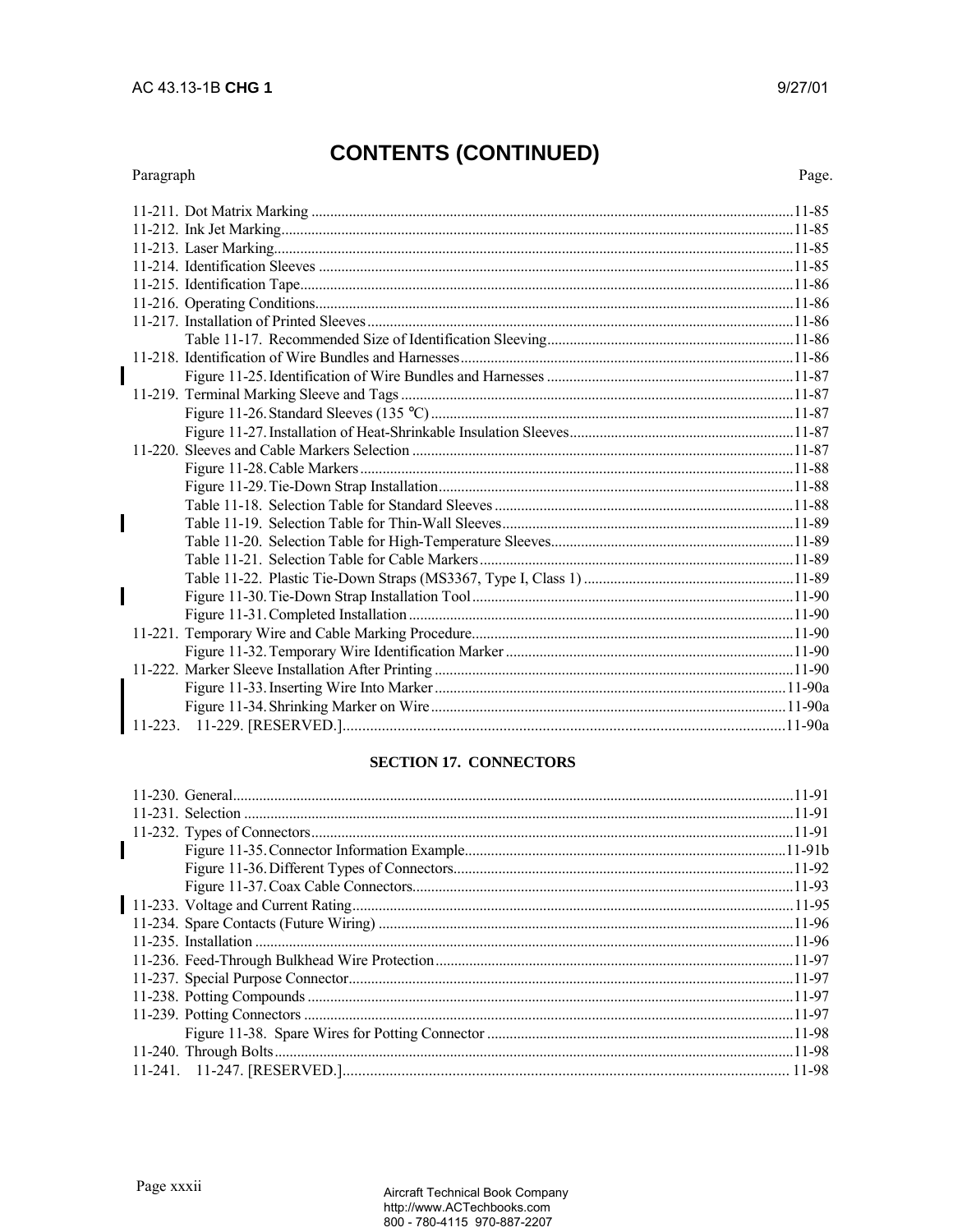# CONTENTS (CONTINUED)

| Paragraph | | Page. |
|---|---|---|
| 11-211. | Dot Matrix Marking | 11-85 |
| 11-212. | Ink Jet Marking | 11-85 |
| 11-213. | Laser Marking | 11-85 |
| 11-214. | Identification Sleeves | 11-85 |
| 11-215. | Identification Tape | 11-86 |
| 11-216. | Operating Conditions | 11-86 |
| 11-217. | Installation of Printed Sleeves | 11-86 |
| | Table 11-17. Recommended Size of Identification Sleeving | 11-86 |
| 11-218. | Identification of Wire Bundles and Harnesses | 11-86 |
| | Figure 11-25. Identification of Wire Bundles and Harnesses | 11-87 |
| 11-219. | Terminal Marking Sleeve and Tags | 11-87 |
| | Figure 11-26. Standard Sleeves (135 °C) | 11-87 |
| | Figure 11-27. Installation of Heat-Shrinkable Insulation Sleeves | 11-87 |
| 11-220. | Sleeves and Cable Markers Selection | 11-87 |
| | Figure 11-28. Cable Markers | 11-88 |
| | Figure 11-29. Tie-Down Strap Installation | 11-88 |
| | Table 11-18. Selection Table for Standard Sleeves | 11-88 |
| | Table 11-19. Selection Table for Thin-Wall Sleeves | 11-89 |
| | Table 11-20. Selection Table for High-Temperature Sleeves | 11-89 |
| | Table 11-21. Selection Table for Cable Markers | 11-89 |
| | Table 11-22. Plastic Tie-Down Straps (MS3367, Type I, Class 1) | 11-89 |
| | Figure 11-30. Tie-Down Strap Installation Tool | 11-90 |
| | Figure 11-31. Completed Installation | 11-90 |
| 11-221. | Temporary Wire and Cable Marking Procedure | 11-90 |
| | Figure 11-32. Temporary Wire Identification Marker | 11-90 |
| 11-222. | Marker Sleeve Installation After Printing | 11-90 |
| | Figure 11-33. Inserting Wire Into Marker | 11-90a |
| | Figure 11-34. Shrinking Marker on Wire | 11-90a |
| 11-223. | 11-229. [RESERVED.] | 11-90a |

## SECTION 17. CONNECTORS

| Paragraph | | Page. |
|---|---|---|
| 11-230. | General | 11-91 |
| 11-231. | Selection | 11-91 |
| 11-232. | Types of Connectors | 11-91 |
| | Figure 11-35. Connector Information Example | 11-91b |
| | Figure 11-36. Different Types of Connectors | 11-92 |
| | Figure 11-37. Coax Cable Connectors | 11-93 |
| 11-233. | Voltage and Current Rating | 11-95 |
| 11-234. | Spare Contacts (Future Wiring) | 11-96 |
| 11-235. | Installation | 11-96 |
| 11-236. | Feed-Through Bulkhead Wire Protection | 11-97 |
| 11-237. | Special Purpose Connector | 11-97 |
| 11-238. | Potting Compounds | 11-97 |
| 11-239. | Potting Connectors | 11-97 |
| | Figure 11-38. Spare Wires for Potting Connector | 11-98 |
| 11-240. | Through Bolts | 11-98 |
| 11-241. | 11-247. [RESERVED.] | 11-98 |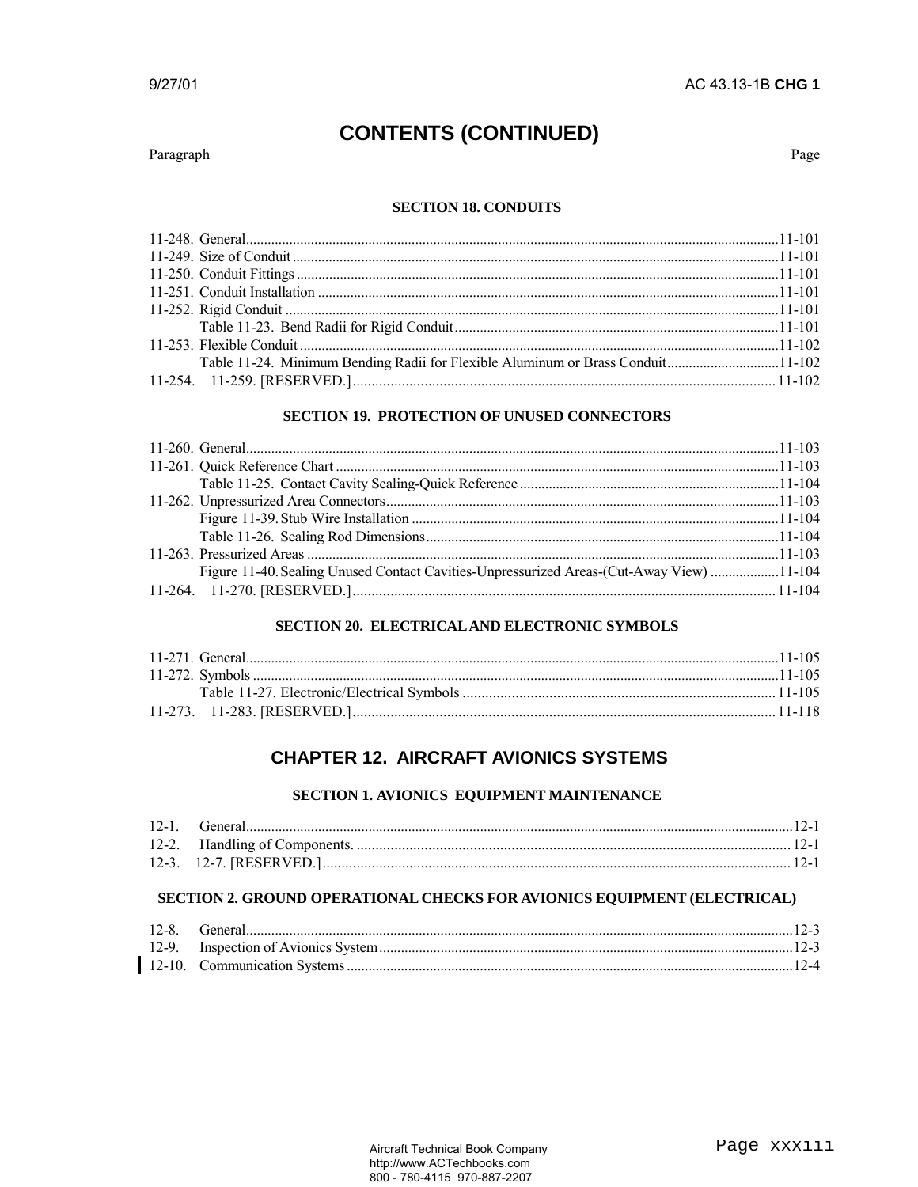# CONTENTS (CONTINUED)

Paragraph Page

### SECTION 18. CONDUITS

11-248. General....................................................................11-101
11-249. Size of Conduit....................................................................11-101
11-250. Conduit Fittings....................................................................11-101
11-251. Conduit Installation....................................................................11-101
11-252. Rigid Conduit....................................................................11-101
Table 11-23. Bend Radii for Rigid Conduit....................................................................11-101
11-253. Flexible Conduit....................................................................11-102
Table 11-24. Minimum Bending Radii for Flexible Aluminum or Brass Conduit....................................................................11-102
11-254. 11-259. [RESERVED.]....................................................................11-102

### SECTION 19. PROTECTION OF UNUSED CONNECTORS

11-260. General....................................................................11-103
11-261. Quick Reference Chart....................................................................11-103
Table 11-25. Contact Cavity Sealing-Quick Reference....................................................................11-104
11-262. Unpressurized Area Connectors....................................................................11-103
Figure 11-39. Stub Wire Installation....................................................................11-104
Table 11-26. Sealing Rod Dimensions....................................................................11-104
11-263. Pressurized Areas....................................................................11-103
Figure 11-40. Sealing Unused Contact Cavities-Unpressurized Areas-(Cut-Away View)....................................................................11-104
11-264. 11-270. [RESERVED.]....................................................................11-104

### SECTION 20. ELECTRICAL AND ELECTRONIC SYMBOLS

11-271. General....................................................................11-105
11-272. Symbols....................................................................11-105
Table 11-27. Electronic/Electrical Symbols....................................................................11-105
11-273. 11-283. [RESERVED.]....................................................................11-118

## CHAPTER 12. AIRCRAFT AVIONICS SYSTEMS

### SECTION 1. AVIONICS EQUIPMENT MAINTENANCE

12-1. General....................................................................12-1
12-2. Handling of Components....................................................................12-1
12-3. 12-7. [RESERVED.]....................................................................12-1

### SECTION 2. GROUND OPERATIONAL CHECKS FOR AVIONICS EQUIPMENT (ELECTRICAL)

12-8. General....................................................................12-3
12-9. Inspection of Avionics System....................................................................12-3
12-10. Communication Systems....................................................................12-4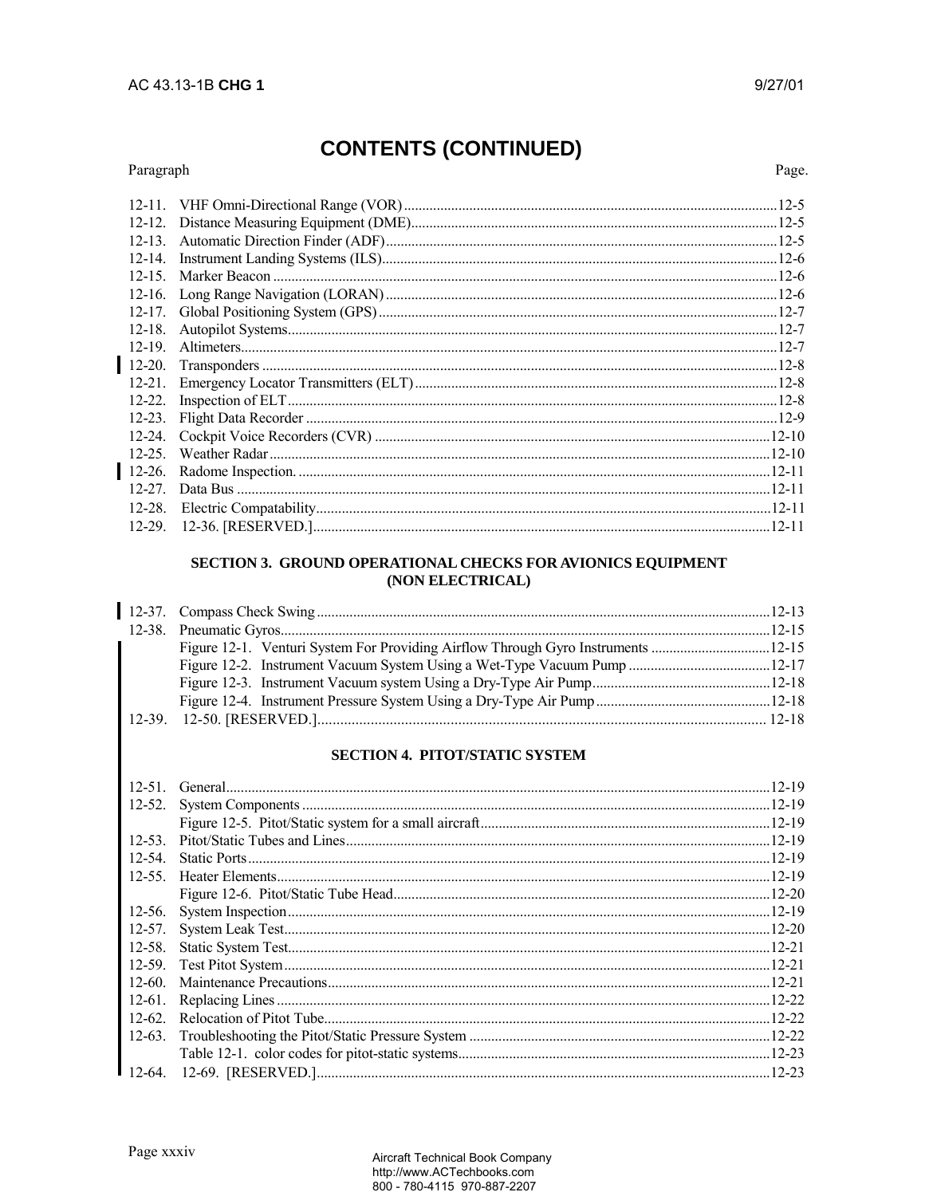# CONTENTS (CONTINUED)

| Paragraph | | Page. |
|---|---|---|
| 12-11. | VHF Omni-Directional Range (VOR) | 12-5 |
| 12-12. | Distance Measuring Equipment (DME) | 12-5 |
| 12-13. | Automatic Direction Finder (ADF) | 12-5 |
| 12-14. | Instrument Landing Systems (ILS) | 12-6 |
| 12-15. | Marker Beacon | 12-6 |
| 12-16. | Long Range Navigation (LORAN) | 12-6 |
| 12-17. | Global Positioning System (GPS) | 12-7 |
| 12-18. | Autopilot Systems | 12-7 |
| 12-19. | Altimeters | 12-7 |
| 12-20. | Transponders | 12-8 |
| 12-21. | Emergency Locator Transmitters (ELT) | 12-8 |
| 12-22. | Inspection of ELT | 12-8 |
| 12-23. | Flight Data Recorder | 12-9 |
| 12-24. | Cockpit Voice Recorders (CVR) | 12-10 |
| 12-25. | Weather Radar | 12-10 |
| 12-26. | Radome Inspection. | 12-11 |
| 12-27. | Data Bus | 12-11 |
| 12-28. | Electric Compatability | 12-11 |
| 12-29. | 12-36. [RESERVED.] | 12-11 |

## SECTION 3. GROUND OPERATIONAL CHECKS FOR AVIONICS EQUIPMENT (NON ELECTRICAL)

| | | |
|---|---|---|
| 12-37. | Compass Check Swing | 12-13 |
| 12-38. | Pneumatic Gyros | 12-15 |
| | Figure 12-1. Venturi System For Providing Airflow Through Gyro Instruments | 12-15 |
| | Figure 12-2. Instrument Vacuum System Using a Wet-Type Vacuum Pump | 12-17 |
| | Figure 12-3. Instrument Vacuum system Using a Dry-Type Air Pump | 12-18 |
| | Figure 12-4. Instrument Pressure System Using a Dry-Type Air Pump | 12-18 |
| 12-39. | 12-50. [RESERVED.] | 12-18 |

## SECTION 4. PITOT/STATIC SYSTEM

| | | |
|---|---|---|
| 12-51. | General | 12-19 |
| 12-52. | System Components | 12-19 |
| | Figure 12-5. Pitot/Static system for a small aircraft | 12-19 |
| 12-53. | Pitot/Static Tubes and Lines | 12-19 |
| 12-54. | Static Ports | 12-19 |
| 12-55. | Heater Elements | 12-19 |
| | Figure 12-6. Pitot/Static Tube Head | 12-20 |
| 12-56. | System Inspection | 12-19 |
| 12-57. | System Leak Test | 12-20 |
| 12-58. | Static System Test | 12-21 |
| 12-59. | Test Pitot System | 12-21 |
| 12-60. | Maintenance Precautions | 12-21 |
| 12-61. | Replacing Lines | 12-22 |
| 12-62. | Relocation of Pitot Tube | 12-22 |
| 12-63. | Troubleshooting the Pitot/Static Pressure System | 12-22 |
| | Table 12-1. color codes for pitot-static systems | 12-23 |
| 12-64. | 12-69. [RESERVED.] | 12-23 |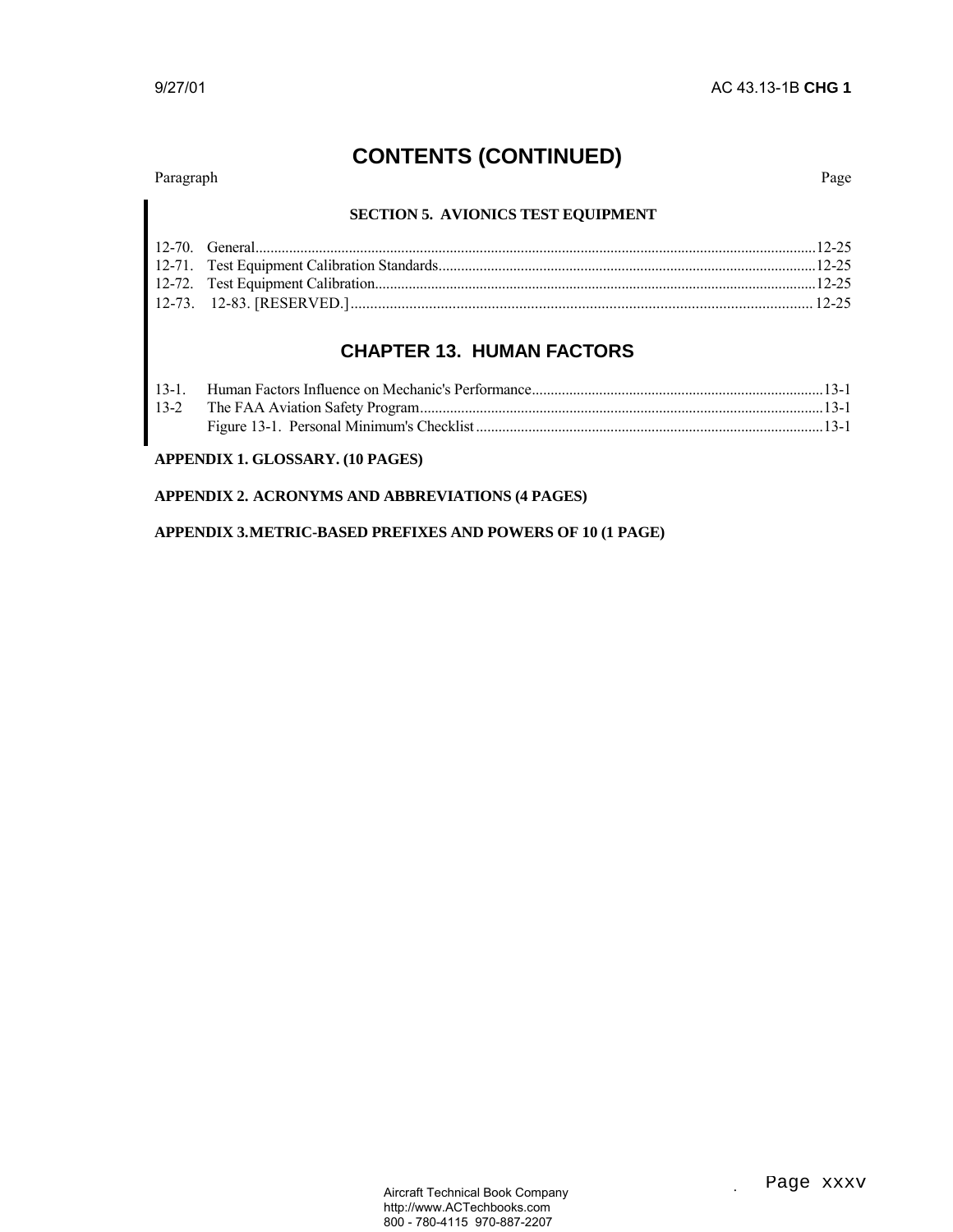# CONTENTS (CONTINUED)

Paragraph Page

### SECTION 5. AVIONICS TEST EQUIPMENT

12-70. General ........................................................ 12-25
12-71. Test Equipment Calibration Standards ........................................................ 12-25
12-72. Test Equipment Calibration ........................................................ 12-25
12-73. 12-83. [RESERVED.] ........................................................ 12-25

## CHAPTER 13. HUMAN FACTORS

13-1. Human Factors Influence on Mechanic's Performance ........................................................ 13-1
13-2 The FAA Aviation Safety Program ........................................................ 13-1
Figure 13-1. Personal Minimum's Checklist ........................................................ 13-1

**APPENDIX 1. GLOSSARY. (10 PAGES)**

**APPENDIX 2. ACRONYMS AND ABBREVIATIONS (4 PAGES)**

**APPENDIX 3.METRIC-BASED PREFIXES AND POWERS OF 10 (1 PAGE)**